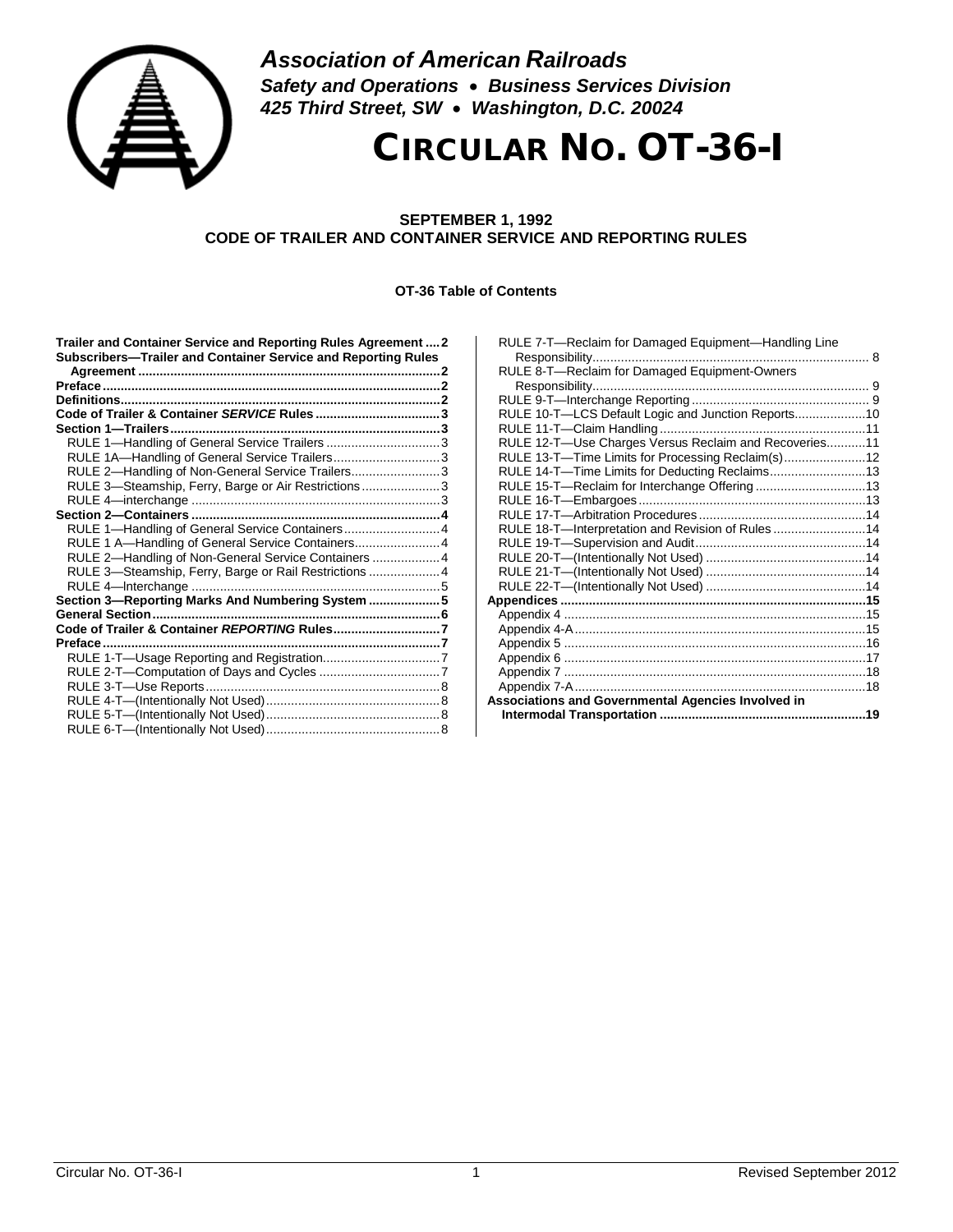***Association of American Railroads***
***Safety and Operations • Business Services Division***
***425 Third Street, SW • Washington, D.C. 20024***

# CIRCULAR NO. OT-36-I

**SEPTEMBER 1, 1992**
**CODE OF TRAILER AND CONTAINER SERVICE AND REPORTING RULES**

## OT-36 Table of Contents

**Trailer and Container Service and Reporting Rules Agreement .... 2**
**Subscribers—Trailer and Container Service and Reporting Rules Agreement .... 2**
**Preface .... 2**
**Definitions .... 2**
**Code of Trailer & Container *SERVICE* Rules .... 3**
**Section 1—Trailers .... 3**
- RULE 1—Handling of General Service Trailers .... 3
- RULE 1A—Handling of General Service Trailers .... 3
- RULE 2—Handling of Non-General Service Trailers .... 3
- RULE 3—Steamship, Ferry, Barge or Air Restrictions .... 3
- RULE 4—interchange .... 3

**Section 2—Containers .... 4**
- RULE 1—Handling of General Service Containers .... 4
- RULE 1 A—Handling of General Service Containers .... 4
- RULE 2—Handling of Non-General Service Containers .... 4
- RULE 3—Steamship, Ferry, Barge or Rail Restrictions .... 4
- RULE 4—Interchange .... 5

**Section 3—Reporting Marks And Numbering System .... 5**
**General Section .... 6**
**Code of Trailer & Container *REPORTING* Rules .... 7**
**Preface .... 7**
- RULE 1-T—Usage Reporting and Registration .... 7
- RULE 2-T—Computation of Days and Cycles .... 7
- RULE 3-T—Use Reports .... 8
- RULE 4-T—(Intentionally Not Used) .... 8
- RULE 5-T—(Intentionally Not Used) .... 8
- RULE 6-T—(Intentionally Not Used) .... 8
- RULE 7-T—Reclaim for Damaged Equipment—Handling Line Responsibility .... 8
- RULE 8-T—Reclaim for Damaged Equipment-Owners Responsibility .... 9
- RULE 9-T—Interchange Reporting .... 9
- RULE 10-T—LCS Default Logic and Junction Reports .... 10
- RULE 11-T—Claim Handling .... 11
- RULE 12-T—Use Charges Versus Reclaim and Recoveries .... 11
- RULE 13-T—Time Limits for Processing Reclaim(s) .... 12
- RULE 14-T—Time Limits for Deducting Reclaims .... 13
- RULE 15-T—Reclaim for Interchange Offering .... 13
- RULE 16-T—Embargoes .... 13
- RULE 17-T—Arbitration Procedures .... 14
- RULE 18-T—Interpretation and Revision of Rules .... 14
- RULE 19-T—Supervision and Audit .... 14
- RULE 20-T—(Intentionally Not Used) .... 14
- RULE 21-T—(Intentionally Not Used) .... 14
- RULE 22-T—(Intentionally Not Used) .... 14

**Appendices .... 15**
- Appendix 4 .... 15
- Appendix 4-A .... 15
- Appendix 5 .... 16
- Appendix 6 .... 17
- Appendix 7 .... 18
- Appendix 7-A .... 18

**Associations and Governmental Agencies Involved in Intermodal Transportation .... 19**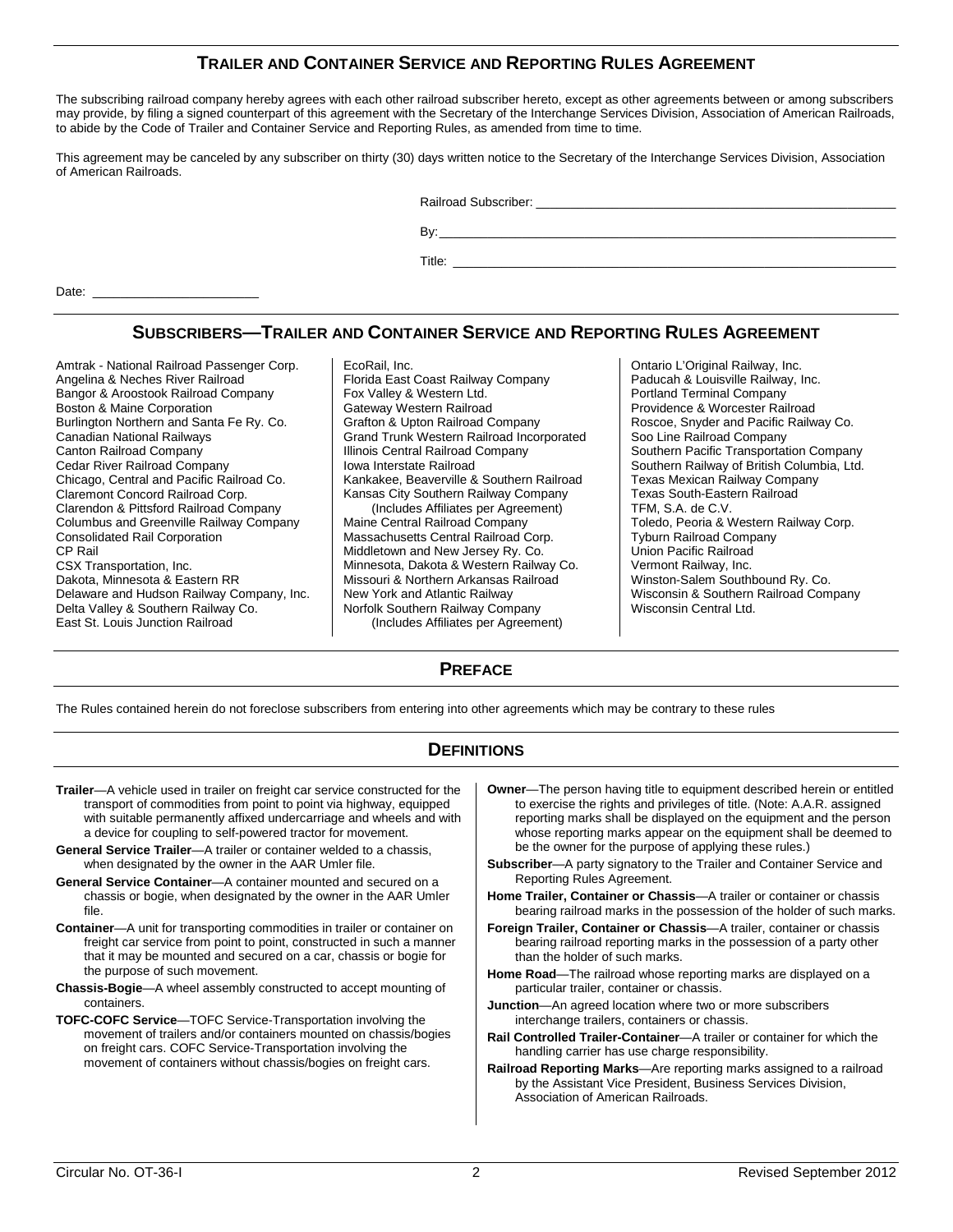## TRAILER AND CONTAINER SERVICE AND REPORTING RULES AGREEMENT

The subscribing railroad company hereby agrees with each other railroad subscriber hereto, except as other agreements between or among subscribers may provide, by filing a signed counterpart of this agreement with the Secretary of the Interchange Services Division, Association of American Railroads, to abide by the Code of Trailer and Container Service and Reporting Rules, as amended from time to time.

This agreement may be canceled by any subscriber on thirty (30) days written notice to the Secretary of the Interchange Services Division, Association of American Railroads.

Railroad Subscriber: ______________________________

By: ______________________________

Title: ______________________________

Date: ____________________

## SUBSCRIBERS—TRAILER AND CONTAINER SERVICE AND REPORTING RULES AGREEMENT

Amtrak - National Railroad Passenger Corp.
Angelina & Neches River Railroad
Bangor & Aroostook Railroad Company
Boston & Maine Corporation
Burlington Northern and Santa Fe Ry. Co.
Canadian National Railways
Canton Railroad Company
Cedar River Railroad Company
Chicago, Central and Pacific Railroad Co.
Claremont Concord Railroad Corp.
Clarendon & Pittsford Railroad Company
Columbus and Greenville Railway Company
Consolidated Rail Corporation
CP Rail
CSX Transportation, Inc.
Dakota, Minnesota & Eastern RR
Delaware and Hudson Railway Company, Inc.
Delta Valley & Southern Railway Co.
East St. Louis Junction Railroad
EcoRail, Inc.
Florida East Coast Railway Company
Fox Valley & Western Ltd.
Gateway Western Railroad
Grafton & Upton Railroad Company
Grand Trunk Western Railroad Incorporated
Illinois Central Railroad Company
Iowa Interstate Railroad
Kankakee, Beaverville & Southern Railroad
Kansas City Southern Railway Company
(Includes Affiliates per Agreement)
Maine Central Railroad Company
Massachusetts Central Railroad Corp.
Middletown and New Jersey Ry. Co.
Minnesota, Dakota & Western Railway Co.
Missouri & Northern Arkansas Railroad
New York and Atlantic Railway
Norfolk Southern Railway Company
(Includes Affiliates per Agreement)
Ontario L'Original Railway, Inc.
Paducah & Louisville Railway, Inc.
Portland Terminal Company
Providence & Worcester Railroad
Roscoe, Snyder and Pacific Railway Co.
Soo Line Railroad Company
Southern Pacific Transportation Company
Southern Railway of British Columbia, Ltd.
Texas Mexican Railway Company
Texas South-Eastern Railroad
TFM, S.A. de C.V.
Toledo, Peoria & Western Railway Corp.
Tyburn Railroad Company
Union Pacific Railroad
Vermont Railway, Inc.
Winston-Salem Southbound Ry. Co.
Wisconsin & Southern Railroad Company
Wisconsin Central Ltd.

## PREFACE

The Rules contained herein do not foreclose subscribers from entering into other agreements which may be contrary to these rules

## DEFINITIONS

**Trailer**—A vehicle used in trailer on freight car service constructed for the transport of commodities from point to point via highway, equipped with suitable permanently affixed undercarriage and wheels and with a device for coupling to self-powered tractor for movement.

**General Service Trailer**—A trailer or container welded to a chassis, when designated by the owner in the AAR Umler file.

**General Service Container**—A container mounted and secured on a chassis or bogie, when designated by the owner in the AAR Umler file.

**Container**—A unit for transporting commodities in trailer or container on freight car service from point to point, constructed in such a manner that it may be mounted and secured on a car, chassis or bogie for the purpose of such movement.

**Chassis-Bogie**—A wheel assembly constructed to accept mounting of containers.

**TOFC-COFC Service**—TOFC Service-Transportation involving the movement of trailers and/or containers mounted on chassis/bogies on freight cars. COFC Service-Transportation involving the movement of containers without chassis/bogies on freight cars.

**Owner**—The person having title to equipment described herein or entitled to exercise the rights and privileges of title. (Note: A.A.R. assigned reporting marks shall be displayed on the equipment and the person whose reporting marks appear on the equipment shall be deemed to be the owner for the purpose of applying these rules.)

**Subscriber**—A party signatory to the Trailer and Container Service and Reporting Rules Agreement.

**Home Trailer, Container or Chassis**—A trailer or container or chassis bearing railroad marks in the possession of the holder of such marks.

**Foreign Trailer, Container or Chassis**—A trailer, container or chassis bearing railroad reporting marks in the possession of a party other than the holder of such marks.

**Home Road**—The railroad whose reporting marks are displayed on a particular trailer, container or chassis.

**Junction**—An agreed location where two or more subscribers interchange trailers, containers or chassis.

**Rail Controlled Trailer-Container**—A trailer or container for which the handling carrier has use charge responsibility.

**Railroad Reporting Marks**—Are reporting marks assigned to a railroad by the Assistant Vice President, Business Services Division, Association of American Railroads.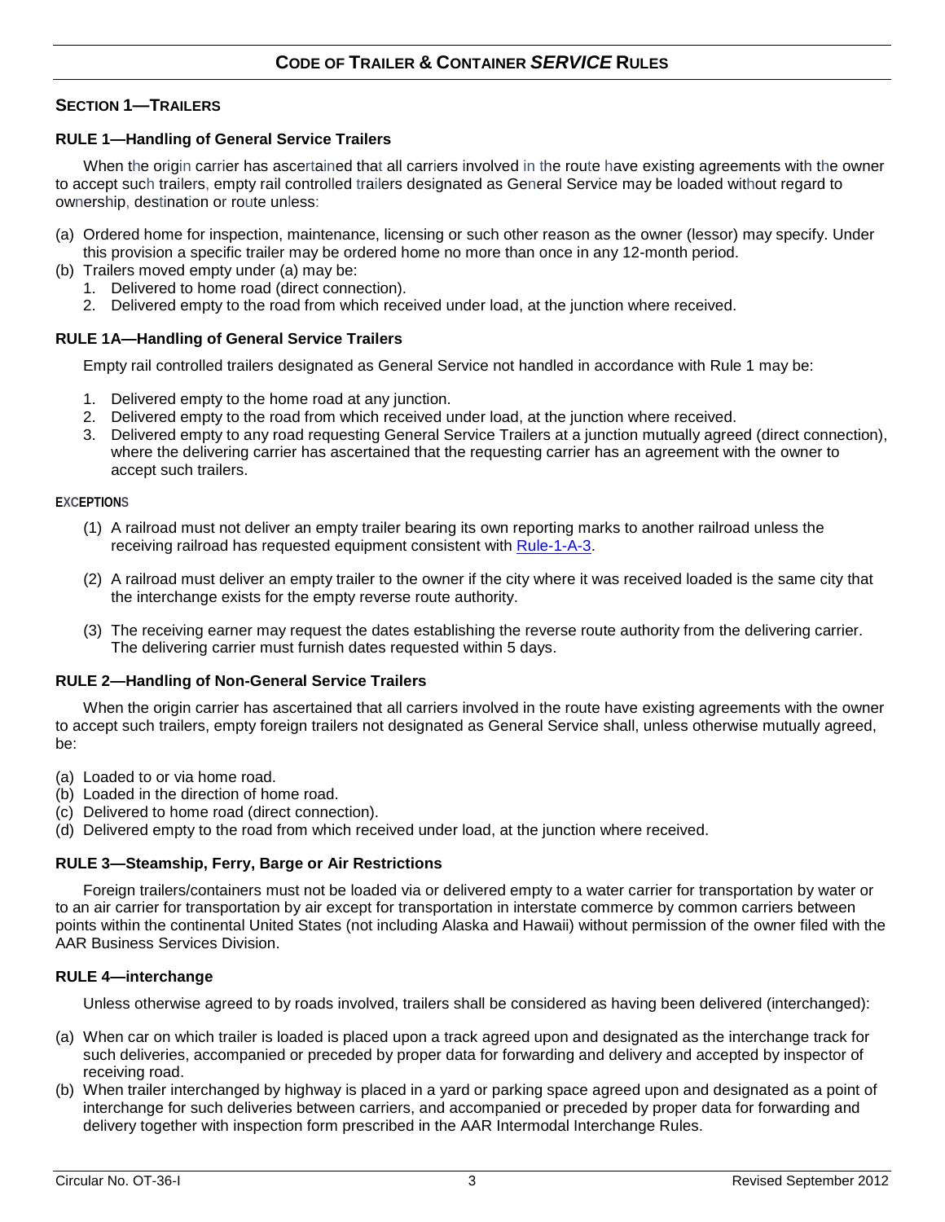## CODE OF TRAILER & CONTAINER *SERVICE* RULES

### SECTION 1—TRAILERS

#### RULE 1—Handling of General Service Trailers

When the origin carrier has ascertained that all carriers involved in the route have existing agreements with the owner to accept such trailers, empty rail controlled trailers designated as General Service may be loaded without regard to ownership, destination or route unless:

(a) Ordered home for inspection, maintenance, licensing or such other reason as the owner (lessor) may specify. Under this provision a specific trailer may be ordered home no more than once in any 12-month period.
(b) Trailers moved empty under (a) may be:
   1. Delivered to home road (direct connection).
   2. Delivered empty to the road from which received under load, at the junction where received.

#### RULE 1A—Handling of General Service Trailers

Empty rail controlled trailers designated as General Service not handled in accordance with Rule 1 may be:

1. Delivered empty to the home road at any junction.
2. Delivered empty to the road from which received under load, at the junction where received.
3. Delivered empty to any road requesting General Service Trailers at a junction mutually agreed (direct connection), where the delivering carrier has ascertained that the requesting carrier has an agreement with the owner to accept such trailers.

**EXCEPTIONS**

(1) A railroad must not deliver an empty trailer bearing its own reporting marks to another railroad unless the receiving railroad has requested equipment consistent with Rule-1-A-3.

(2) A railroad must deliver an empty trailer to the owner if the city where it was received loaded is the same city that the interchange exists for the empty reverse route authority.

(3) The receiving earner may request the dates establishing the reverse route authority from the delivering carrier. The delivering carrier must furnish dates requested within 5 days.

#### RULE 2—Handling of Non-General Service Trailers

When the origin carrier has ascertained that all carriers involved in the route have existing agreements with the owner to accept such trailers, empty foreign trailers not designated as General Service shall, unless otherwise mutually agreed, be:

(a) Loaded to or via home road.
(b) Loaded in the direction of home road.
(c) Delivered to home road (direct connection).
(d) Delivered empty to the road from which received under load, at the junction where received.

#### RULE 3—Steamship, Ferry, Barge or Air Restrictions

Foreign trailers/containers must not be loaded via or delivered empty to a water carrier for transportation by water or to an air carrier for transportation by air except for transportation in interstate commerce by common carriers between points within the continental United States (not including Alaska and Hawaii) without permission of the owner filed with the AAR Business Services Division.

#### RULE 4—interchange

Unless otherwise agreed to by roads involved, trailers shall be considered as having been delivered (interchanged):

(a) When car on which trailer is loaded is placed upon a track agreed upon and designated as the interchange track for such deliveries, accompanied or preceded by proper data for forwarding and delivery and accepted by inspector of receiving road.
(b) When trailer interchanged by highway is placed in a yard or parking space agreed upon and designated as a point of interchange for such deliveries between carriers, and accompanied or preceded by proper data for forwarding and delivery together with inspection form prescribed in the AAR Intermodal Interchange Rules.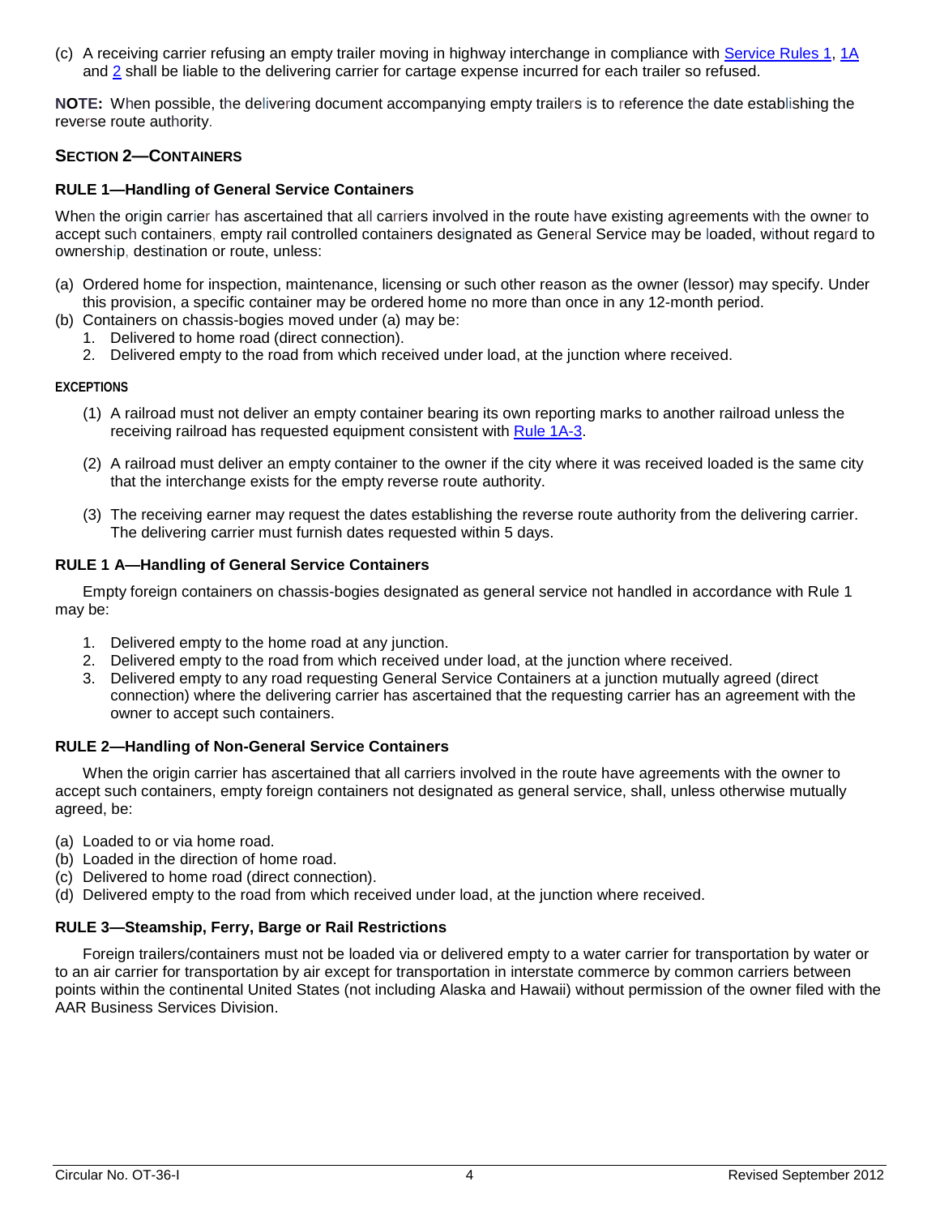(c) A receiving carrier refusing an empty trailer moving in highway interchange in compliance with Service Rules 1, 1A and 2 shall be liable to the delivering carrier for cartage expense incurred for each trailer so refused.

**NOTE:** When possible, the delivering document accompanying empty trailers is to reference the date establishing the reverse route authority.

## SECTION 2—CONTAINERS

### RULE 1—Handling of General Service Containers

When the origin carrier has ascertained that all carriers involved in the route have existing agreements with the owner to accept such containers, empty rail controlled containers designated as General Service may be loaded, without regard to ownership, destination or route, unless:

(a) Ordered home for inspection, maintenance, licensing or such other reason as the owner (lessor) may specify. Under this provision, a specific container may be ordered home no more than once in any 12-month period.

(b) Containers on chassis-bogies moved under (a) may be:
   1. Delivered to home road (direct connection).
   2. Delivered empty to the road from which received under load, at the junction where received.

**EXCEPTIONS**

(1) A railroad must not deliver an empty container bearing its own reporting marks to another railroad unless the receiving railroad has requested equipment consistent with Rule 1A-3.

(2) A railroad must deliver an empty container to the owner if the city where it was received loaded is the same city that the interchange exists for the empty reverse route authority.

(3) The receiving earner may request the dates establishing the reverse route authority from the delivering carrier. The delivering carrier must furnish dates requested within 5 days.

### RULE 1 A—Handling of General Service Containers

Empty foreign containers on chassis-bogies designated as general service not handled in accordance with Rule 1 may be:

1. Delivered empty to the home road at any junction.
2. Delivered empty to the road from which received under load, at the junction where received.
3. Delivered empty to any road requesting General Service Containers at a junction mutually agreed (direct connection) where the delivering carrier has ascertained that the requesting carrier has an agreement with the owner to accept such containers.

### RULE 2—Handling of Non-General Service Containers

When the origin carrier has ascertained that all carriers involved in the route have agreements with the owner to accept such containers, empty foreign containers not designated as general service, shall, unless otherwise mutually agreed, be:

(a) Loaded to or via home road.
(b) Loaded in the direction of home road.
(c) Delivered to home road (direct connection).
(d) Delivered empty to the road from which received under load, at the junction where received.

### RULE 3—Steamship, Ferry, Barge or Rail Restrictions

Foreign trailers/containers must not be loaded via or delivered empty to a water carrier for transportation by water or to an air carrier for transportation by air except for transportation in interstate commerce by common carriers between points within the continental United States (not including Alaska and Hawaii) without permission of the owner filed with the AAR Business Services Division.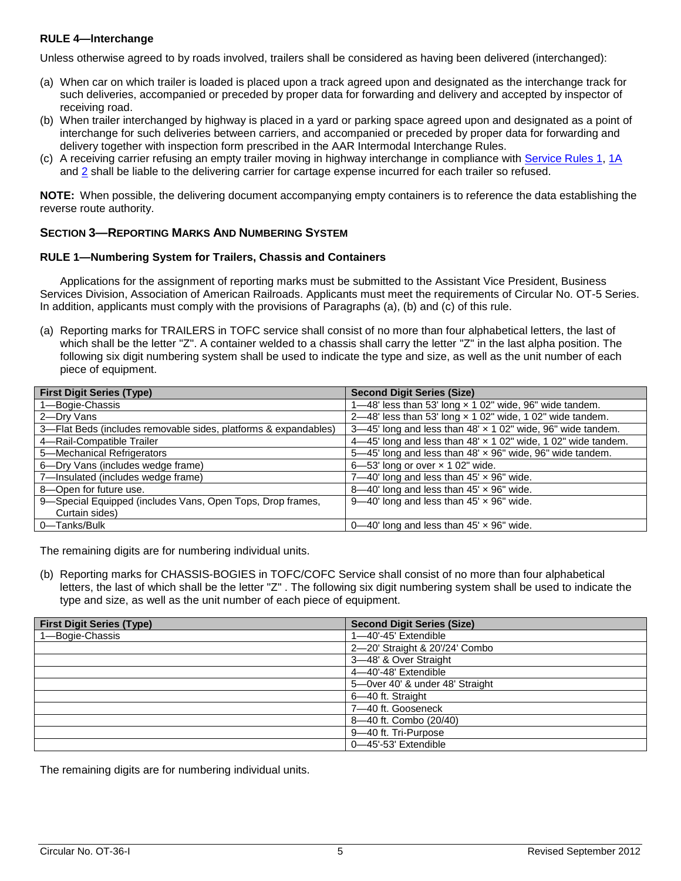### RULE 4—Interchange

Unless otherwise agreed to by roads involved, trailers shall be considered as having been delivered (interchanged):

(a) When car on which trailer is loaded is placed upon a track agreed upon and designated as the interchange track for such deliveries, accompanied or preceded by proper data for forwarding and delivery and accepted by inspector of receiving road.
(b) When trailer interchanged by highway is placed in a yard or parking space agreed upon and designated as a point of interchange for such deliveries between carriers, and accompanied or preceded by proper data for forwarding and delivery together with inspection form prescribed in the AAR Intermodal Interchange Rules.
(c) A receiving carrier refusing an empty trailer moving in highway interchange in compliance with Service Rules 1, 1A and 2 shall be liable to the delivering carrier for cartage expense incurred for each trailer so refused.

**NOTE:** When possible, the delivering document accompanying empty containers is to reference the data establishing the reverse route authority.

## SECTION 3—REPORTING MARKS AND NUMBERING SYSTEM

### RULE 1—Numbering System for Trailers, Chassis and Containers

Applications for the assignment of reporting marks must be submitted to the Assistant Vice President, Business Services Division, Association of American Railroads. Applicants must meet the requirements of Circular No. OT-5 Series. In addition, applicants must comply with the provisions of Paragraphs (a), (b) and (c) of this rule.

(a) Reporting marks for TRAILERS in TOFC service shall consist of no more than four alphabetical letters, the last of which shall be the letter "Z". A container welded to a chassis shall carry the letter "Z" in the last alpha position. The following six digit numbering system shall be used to indicate the type and size, as well as the unit number of each piece of equipment.

| First Digit Series (Type) | Second Digit Series (Size) |
|---|---|
| 1—Bogie-Chassis | 1—48' less than 53' long × 1 02" wide, 96" wide tandem. |
| 2—Dry Vans | 2—48' less than 53' long × 1 02" wide, 1 02" wide tandem. |
| 3—Flat Beds (includes removable sides, platforms & expandables) | 3—45' long and less than 48' × 1 02" wide, 96" wide tandem. |
| 4—Rail-Compatible Trailer | 4—45' long and less than 48' × 1 02" wide, 1 02" wide tandem. |
| 5—Mechanical Refrigerators | 5—45' long and less than 48' × 96" wide, 96" wide tandem. |
| 6—Dry Vans (includes wedge frame) | 6—53' long or over × 1 02" wide. |
| 7—Insulated (includes wedge frame) | 7—40' long and less than 45' × 96" wide. |
| 8—Open for future use. | 8—40' long and less than 45' × 96" wide. |
| 9—Special Equipped (includes Vans, Open Tops, Drop frames, Curtain sides) | 9—40' long and less than 45' × 96" wide. |
| 0—Tanks/Bulk | 0—40' long and less than 45' × 96" wide. |

The remaining digits are for numbering individual units.

(b) Reporting marks for CHASSIS-BOGIES in TOFC/COFC Service shall consist of no more than four alphabetical letters, the last of which shall be the letter "Z" . The following six digit numbering system shall be used to indicate the type and size, as well as the unit number of each piece of equipment.

| First Digit Series (Type) | Second Digit Series (Size) |
|---|---|
| 1—Bogie-Chassis | 1—40'-45' Extendible |
| | 2—20' Straight & 20'/24' Combo |
| | 3—48' & Over Straight |
| | 4—40'-48' Extendible |
| | 5—0ver 40' & under 48' Straight |
| | 6—40 ft. Straight |
| | 7—40 ft. Gooseneck |
| | 8—40 ft. Combo (20/40) |
| | 9—40 ft. Tri-Purpose |
| | 0—45'-53' Extendible |

The remaining digits are for numbering individual units.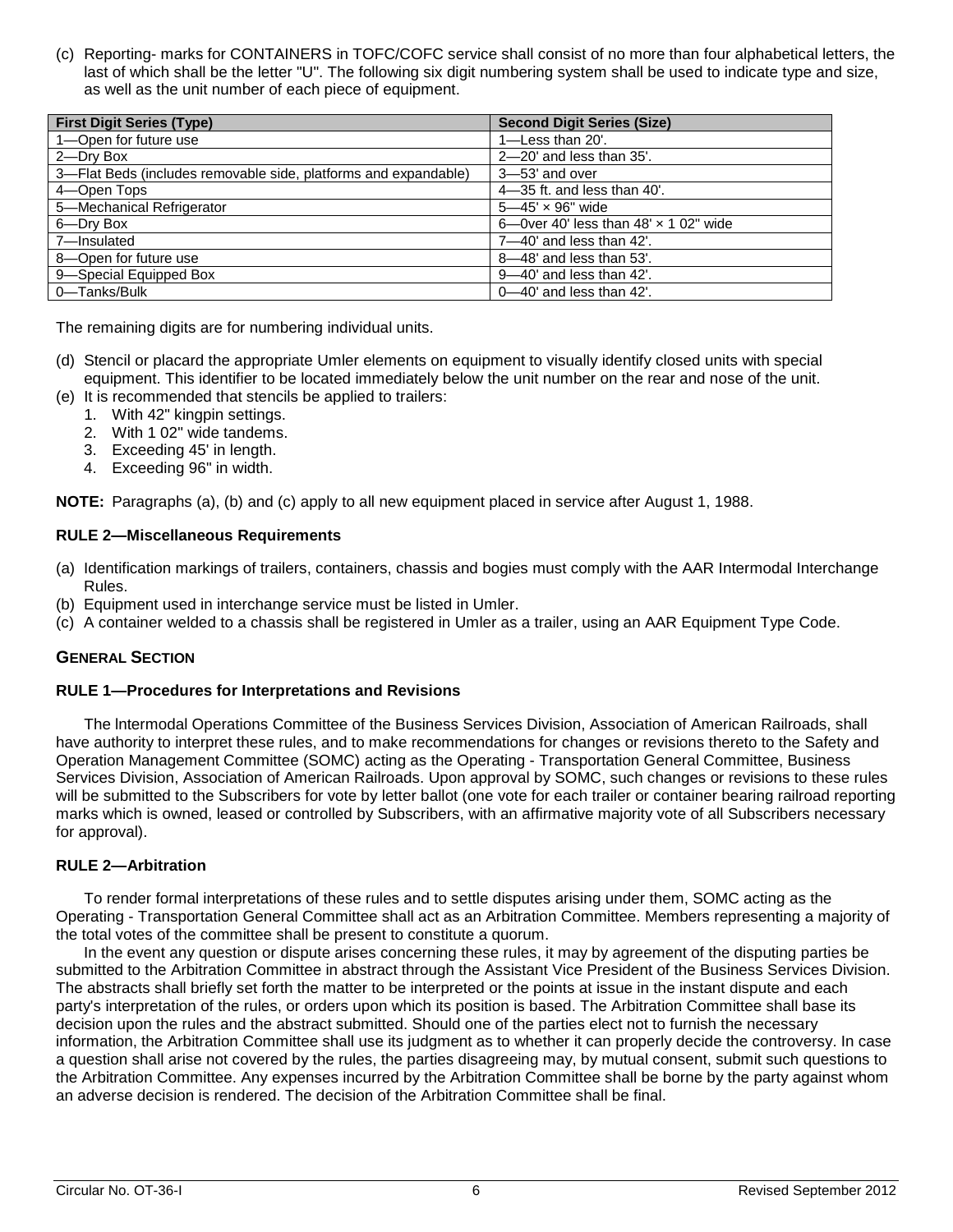(c) Reporting- marks for CONTAINERS in TOFC/COFC service shall consist of no more than four alphabetical letters, the last of which shall be the letter "U". The following six digit numbering system shall be used to indicate type and size, as well as the unit number of each piece of equipment.

| First Digit Series (Type) | Second Digit Series (Size) |
|---|---|
| 1—Open for future use | 1—Less than 20'. |
| 2—Dry Box | 2—20' and less than 35'. |
| 3—Flat Beds (includes removable side, platforms and expandable) | 3—53' and over |
| 4—Open Tops | 4—35 ft. and less than 40'. |
| 5—Mechanical Refrigerator | 5—45' × 96" wide |
| 6—Dry Box | 6—0ver 40' less than 48' × 1 02" wide |
| 7—Insulated | 7—40' and less than 42'. |
| 8—Open for future use | 8—48' and less than 53'. |
| 9—Special Equipped Box | 9—40' and less than 42'. |
| 0—Tanks/Bulk | 0—40' and less than 42'. |

The remaining digits are for numbering individual units.

(d) Stencil or placard the appropriate Umler elements on equipment to visually identify closed units with special equipment. This identifier to be located immediately below the unit number on the rear and nose of the unit.

(e) It is recommended that stencils be applied to trailers:
   1. With 42" kingpin settings.
   2. With 1 02" wide tandems.
   3. Exceeding 45' in length.
   4. Exceeding 96" in width.

**NOTE:** Paragraphs (a), (b) and (c) apply to all new equipment placed in service after August 1, 1988.

### RULE 2—Miscellaneous Requirements

(a) Identification markings of trailers, containers, chassis and bogies must comply with the AAR Intermodal Interchange Rules.

(b) Equipment used in interchange service must be listed in Umler.

(c) A container welded to a chassis shall be registered in Umler as a trailer, using an AAR Equipment Type Code.

## GENERAL SECTION

### RULE 1—Procedures for Interpretations and Revisions

The Intermodal Operations Committee of the Business Services Division, Association of American Railroads, shall have authority to interpret these rules, and to make recommendations for changes or revisions thereto to the Safety and Operation Management Committee (SOMC) acting as the Operating - Transportation General Committee, Business Services Division, Association of American Railroads. Upon approval by SOMC, such changes or revisions to these rules will be submitted to the Subscribers for vote by letter ballot (one vote for each trailer or container bearing railroad reporting marks which is owned, leased or controlled by Subscribers, with an affirmative majority vote of all Subscribers necessary for approval).

### RULE 2—Arbitration

To render formal interpretations of these rules and to settle disputes arising under them, SOMC acting as the Operating - Transportation General Committee shall act as an Arbitration Committee. Members representing a majority of the total votes of the committee shall be present to constitute a quorum.

In the event any question or dispute arises concerning these rules, it may by agreement of the disputing parties be submitted to the Arbitration Committee in abstract through the Assistant Vice President of the Business Services Division. The abstracts shall briefly set forth the matter to be interpreted or the points at issue in the instant dispute and each party's interpretation of the rules, or orders upon which its position is based. The Arbitration Committee shall base its decision upon the rules and the abstract submitted. Should one of the parties elect not to furnish the necessary information, the Arbitration Committee shall use its judgment as to whether it can properly decide the controversy. In case a question shall arise not covered by the rules, the parties disagreeing may, by mutual consent, submit such questions to the Arbitration Committee. Any expenses incurred by the Arbitration Committee shall be borne by the party against whom an adverse decision is rendered. The decision of the Arbitration Committee shall be final.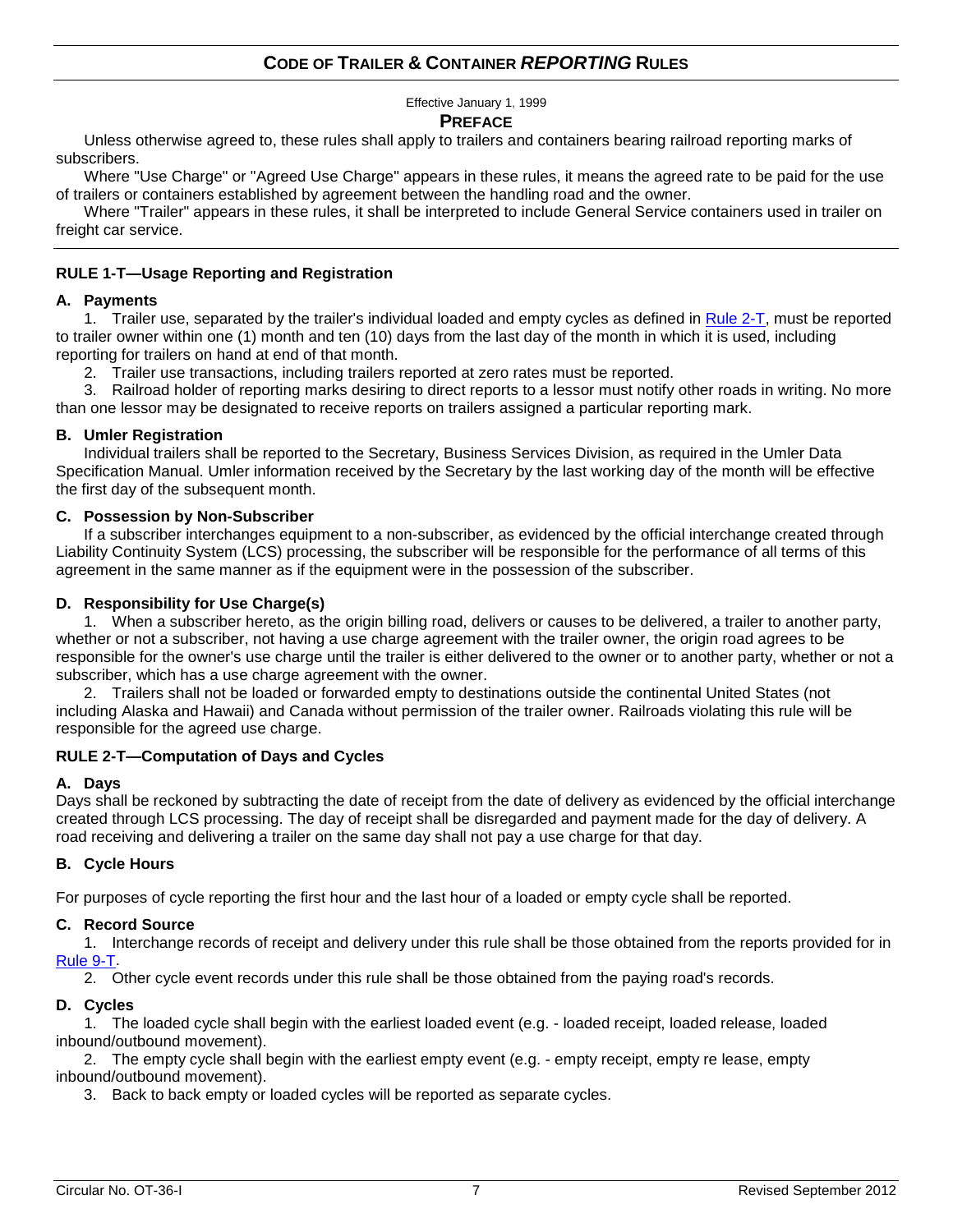# CODE OF TRAILER & CONTAINER *REPORTING* RULES

Effective January 1, 1999

## PREFACE

Unless otherwise agreed to, these rules shall apply to trailers and containers bearing railroad reporting marks of subscribers.

Where "Use Charge" or "Agreed Use Charge" appears in these rules, it means the agreed rate to be paid for the use of trailers or containers established by agreement between the handling road and the owner.

Where "Trailer" appears in these rules, it shall be interpreted to include General Service containers used in trailer on freight car service.

---

### RULE 1-T—Usage Reporting and Registration

#### A. Payments

1. Trailer use, separated by the trailer's individual loaded and empty cycles as defined in Rule 2-T, must be reported to trailer owner within one (1) month and ten (10) days from the last day of the month in which it is used, including reporting for trailers on hand at end of that month.
2. Trailer use transactions, including trailers reported at zero rates must be reported.
3. Railroad holder of reporting marks desiring to direct reports to a lessor must notify other roads in writing. No more than one lessor may be designated to receive reports on trailers assigned a particular reporting mark.

#### B. Umler Registration

Individual trailers shall be reported to the Secretary, Business Services Division, as required in the Umler Data Specification Manual. Umler information received by the Secretary by the last working day of the month will be effective the first day of the subsequent month.

#### C. Possession by Non-Subscriber

If a subscriber interchanges equipment to a non-subscriber, as evidenced by the official interchange created through Liability Continuity System (LCS) processing, the subscriber will be responsible for the performance of all terms of this agreement in the same manner as if the equipment were in the possession of the subscriber.

#### D. Responsibility for Use Charge(s)

1. When a subscriber hereto, as the origin billing road, delivers or causes to be delivered, a trailer to another party, whether or not a subscriber, not having a use charge agreement with the trailer owner, the origin road agrees to be responsible for the owner's use charge until the trailer is either delivered to the owner or to another party, whether or not a subscriber, which has a use charge agreement with the owner.
2. Trailers shall not be loaded or forwarded empty to destinations outside the continental United States (not including Alaska and Hawaii) and Canada without permission of the trailer owner. Railroads violating this rule will be responsible for the agreed use charge.

### RULE 2-T—Computation of Days and Cycles

#### A. Days

Days shall be reckoned by subtracting the date of receipt from the date of delivery as evidenced by the official interchange created through LCS processing. The day of receipt shall be disregarded and payment made for the day of delivery. A road receiving and delivering a trailer on the same day shall not pay a use charge for that day.

#### B. Cycle Hours

For purposes of cycle reporting the first hour and the last hour of a loaded or empty cycle shall be reported.

#### C. Record Source

1. Interchange records of receipt and delivery under this rule shall be those obtained from the reports provided for in Rule 9-T.
2. Other cycle event records under this rule shall be those obtained from the paying road's records.

#### D. Cycles

1. The loaded cycle shall begin with the earliest loaded event (e.g. - loaded receipt, loaded release, loaded inbound/outbound movement).
2. The empty cycle shall begin with the earliest empty event (e.g. - empty receipt, empty re lease, empty inbound/outbound movement).
3. Back to back empty or loaded cycles will be reported as separate cycles.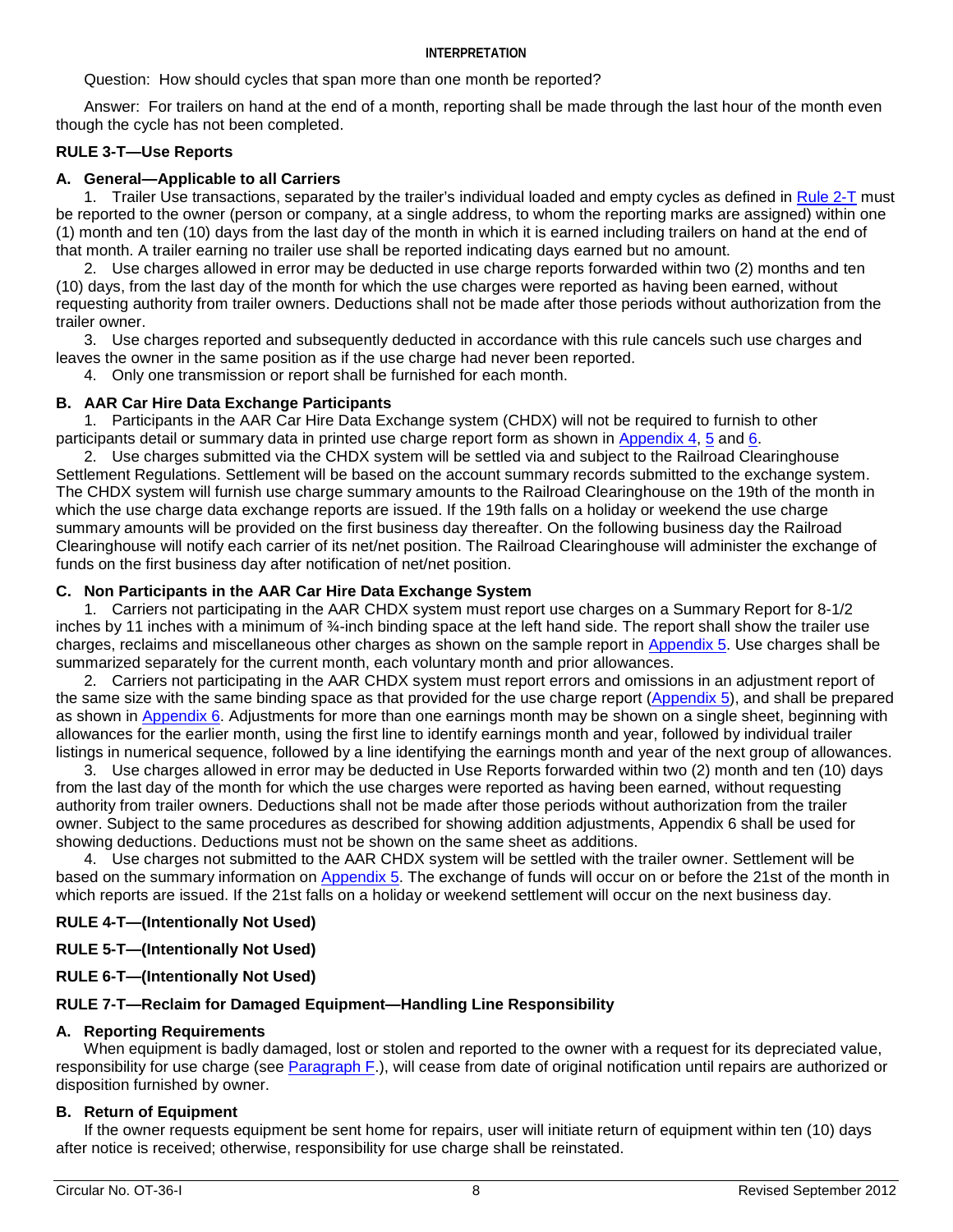**INTERPRETATION**

Question: How should cycles that span more than one month be reported?

Answer: For trailers on hand at the end of a month, reporting shall be made through the last hour of the month even though the cycle has not been completed.

## RULE 3-T—Use Reports

### A. General—Applicable to all Carriers

1. Trailer Use transactions, separated by the trailer's individual loaded and empty cycles as defined in Rule 2-T must be reported to the owner (person or company, at a single address, to whom the reporting marks are assigned) within one (1) month and ten (10) days from the last day of the month in which it is earned including trailers on hand at the end of that month. A trailer earning no trailer use shall be reported indicating days earned but no amount.

2. Use charges allowed in error may be deducted in use charge reports forwarded within two (2) months and ten (10) days, from the last day of the month for which the use charges were reported as having been earned, without requesting authority from trailer owners. Deductions shall not be made after those periods without authorization from the trailer owner.

3. Use charges reported and subsequently deducted in accordance with this rule cancels such use charges and leaves the owner in the same position as if the use charge had never been reported.

4. Only one transmission or report shall be furnished for each month.

### B. AAR Car Hire Data Exchange Participants

1. Participants in the AAR Car Hire Data Exchange system (CHDX) will not be required to furnish to other participants detail or summary data in printed use charge report form as shown in Appendix 4, 5 and 6.

2. Use charges submitted via the CHDX system will be settled via and subject to the Railroad Clearinghouse Settlement Regulations. Settlement will be based on the account summary records submitted to the exchange system. The CHDX system will furnish use charge summary amounts to the Railroad Clearinghouse on the 19th of the month in which the use charge data exchange reports are issued. If the 19th falls on a holiday or weekend the use charge summary amounts will be provided on the first business day thereafter. On the following business day the Railroad Clearinghouse will notify each carrier of its net/net position. The Railroad Clearinghouse will administer the exchange of funds on the first business day after notification of net/net position.

### C. Non Participants in the AAR Car Hire Data Exchange System

1. Carriers not participating in the AAR CHDX system must report use charges on a Summary Report for 8-1/2 inches by 11 inches with a minimum of ¾-inch binding space at the left hand side. The report shall show the trailer use charges, reclaims and miscellaneous other charges as shown on the sample report in Appendix 5. Use charges shall be summarized separately for the current month, each voluntary month and prior allowances.

2. Carriers not participating in the AAR CHDX system must report errors and omissions in an adjustment report of the same size with the same binding space as that provided for the use charge report (Appendix 5), and shall be prepared as shown in Appendix 6. Adjustments for more than one earnings month may be shown on a single sheet, beginning with allowances for the earlier month, using the first line to identify earnings month and year, followed by individual trailer listings in numerical sequence, followed by a line identifying the earnings month and year of the next group of allowances.

3. Use charges allowed in error may be deducted in Use Reports forwarded within two (2) month and ten (10) days from the last day of the month for which the use charges were reported as having been earned, without requesting authority from trailer owners. Deductions shall not be made after those periods without authorization from the trailer owner. Subject to the same procedures as described for showing addition adjustments, Appendix 6 shall be used for showing deductions. Deductions must not be shown on the same sheet as additions.

4. Use charges not submitted to the AAR CHDX system will be settled with the trailer owner. Settlement will be based on the summary information on Appendix 5. The exchange of funds will occur on or before the 21st of the month in which reports are issued. If the 21st falls on a holiday or weekend settlement will occur on the next business day.

## RULE 4-T—(Intentionally Not Used)

## RULE 5-T—(Intentionally Not Used)

## RULE 6-T—(Intentionally Not Used)

## RULE 7-T—Reclaim for Damaged Equipment—Handling Line Responsibility

### A. Reporting Requirements

When equipment is badly damaged, lost or stolen and reported to the owner with a request for its depreciated value, responsibility for use charge (see Paragraph F.), will cease from date of original notification until repairs are authorized or disposition furnished by owner.

### B. Return of Equipment

If the owner requests equipment be sent home for repairs, user will initiate return of equipment within ten (10) days after notice is received; otherwise, responsibility for use charge shall be reinstated.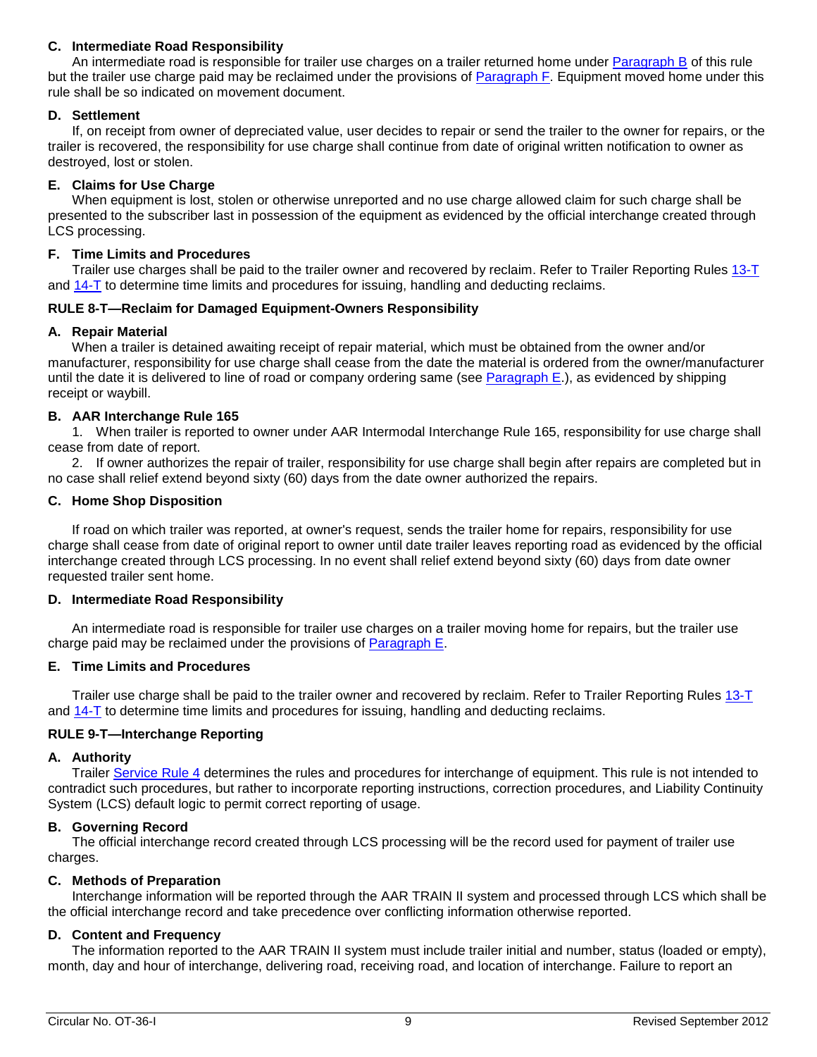### C. Intermediate Road Responsibility

An intermediate road is responsible for trailer use charges on a trailer returned home under Paragraph B of this rule but the trailer use charge paid may be reclaimed under the provisions of Paragraph F. Equipment moved home under this rule shall be so indicated on movement document.

### D. Settlement

If, on receipt from owner of depreciated value, user decides to repair or send the trailer to the owner for repairs, or the trailer is recovered, the responsibility for use charge shall continue from date of original written notification to owner as destroyed, lost or stolen.

### E. Claims for Use Charge

When equipment is lost, stolen or otherwise unreported and no use charge allowed claim for such charge shall be presented to the subscriber last in possession of the equipment as evidenced by the official interchange created through LCS processing.

### F. Time Limits and Procedures

Trailer use charges shall be paid to the trailer owner and recovered by reclaim. Refer to Trailer Reporting Rules 13-T and 14-T to determine time limits and procedures for issuing, handling and deducting reclaims.

## RULE 8-T—Reclaim for Damaged Equipment-Owners Responsibility

### A. Repair Material

When a trailer is detained awaiting receipt of repair material, which must be obtained from the owner and/or manufacturer, responsibility for use charge shall cease from the date the material is ordered from the owner/manufacturer until the date it is delivered to line of road or company ordering same (see Paragraph E.), as evidenced by shipping receipt or waybill.

### B. AAR Interchange Rule 165

1. When trailer is reported to owner under AAR Intermodal Interchange Rule 165, responsibility for use charge shall cease from date of report.

2. If owner authorizes the repair of trailer, responsibility for use charge shall begin after repairs are completed but in no case shall relief extend beyond sixty (60) days from the date owner authorized the repairs.

### C. Home Shop Disposition

If road on which trailer was reported, at owner's request, sends the trailer home for repairs, responsibility for use charge shall cease from date of original report to owner until date trailer leaves reporting road as evidenced by the official interchange created through LCS processing. In no event shall relief extend beyond sixty (60) days from date owner requested trailer sent home.

### D. Intermediate Road Responsibility

An intermediate road is responsible for trailer use charges on a trailer moving home for repairs, but the trailer use charge paid may be reclaimed under the provisions of Paragraph E.

### E. Time Limits and Procedures

Trailer use charge shall be paid to the trailer owner and recovered by reclaim. Refer to Trailer Reporting Rules 13-T and 14-T to determine time limits and procedures for issuing, handling and deducting reclaims.

## RULE 9-T—Interchange Reporting

### A. Authority

Trailer Service Rule 4 determines the rules and procedures for interchange of equipment. This rule is not intended to contradict such procedures, but rather to incorporate reporting instructions, correction procedures, and Liability Continuity System (LCS) default logic to permit correct reporting of usage.

### B. Governing Record

The official interchange record created through LCS processing will be the record used for payment of trailer use charges.

### C. Methods of Preparation

Interchange information will be reported through the AAR TRAIN II system and processed through LCS which shall be the official interchange record and take precedence over conflicting information otherwise reported.

### D. Content and Frequency

The information reported to the AAR TRAIN II system must include trailer initial and number, status (loaded or empty), month, day and hour of interchange, delivering road, receiving road, and location of interchange. Failure to report an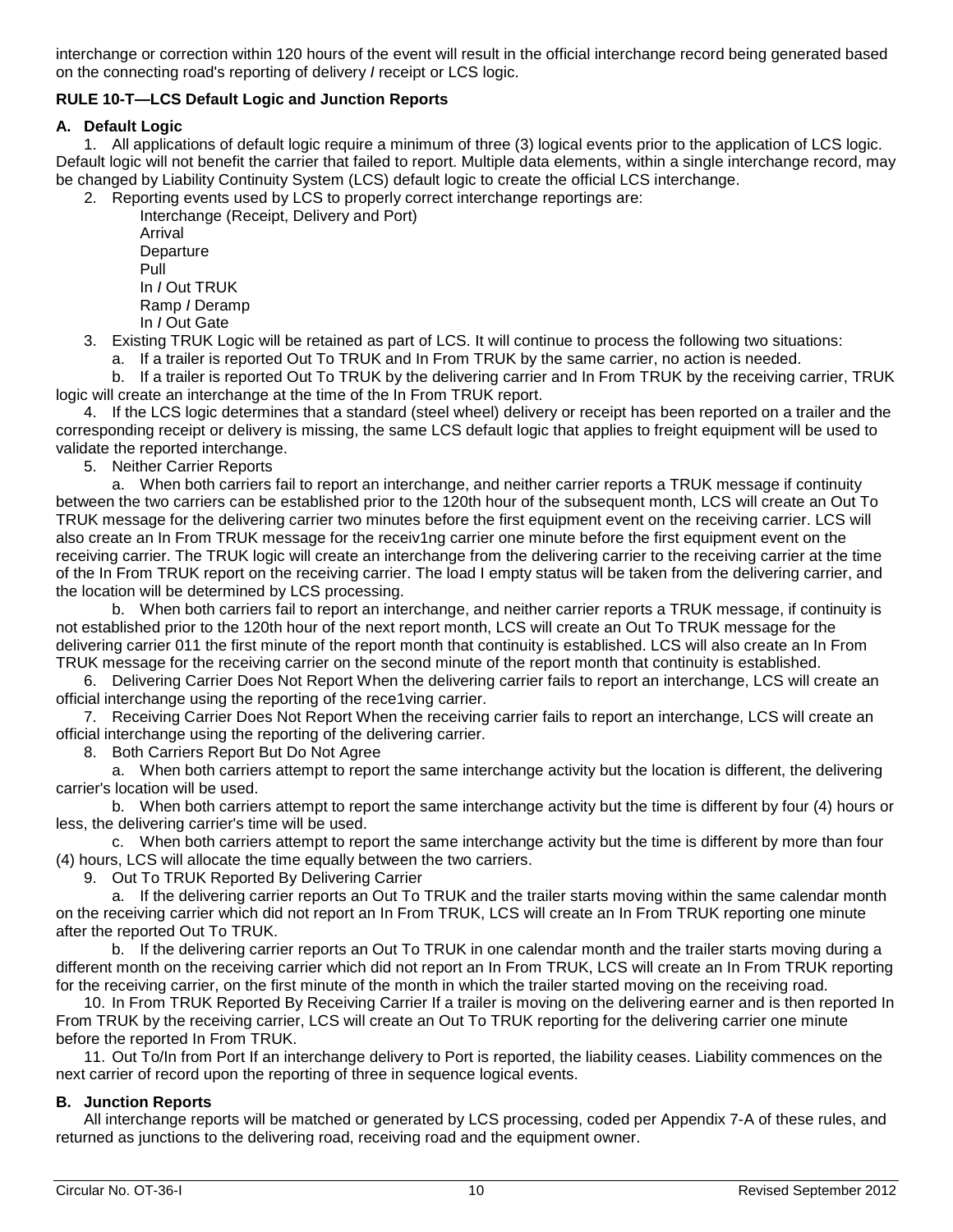interchange or correction within 120 hours of the event will result in the official interchange record being generated based on the connecting road's reporting of delivery / receipt or LCS logic.

### RULE 10-T—LCS Default Logic and Junction Reports

#### A. Default Logic

1. All applications of default logic require a minimum of three (3) logical events prior to the application of LCS logic. Default logic will not benefit the carrier that failed to report. Multiple data elements, within a single interchange record, may be changed by Liability Continuity System (LCS) default logic to create the official LCS interchange.
2. Reporting events used by LCS to properly correct interchange reportings are:
   - Interchange (Receipt, Delivery and Port)
   - Arrival
   - Departure
   - Pull
   - In / Out TRUK
   - Ramp / Deramp
   - In / Out Gate
3. Existing TRUK Logic will be retained as part of LCS. It will continue to process the following two situations:
   a. If a trailer is reported Out To TRUK and In From TRUK by the same carrier, no action is needed.
   b. If a trailer is reported Out To TRUK by the delivering carrier and In From TRUK by the receiving carrier, TRUK logic will create an interchange at the time of the In From TRUK report.
4. If the LCS logic determines that a standard (steel wheel) delivery or receipt has been reported on a trailer and the corresponding receipt or delivery is missing, the same LCS default logic that applies to freight equipment will be used to validate the reported interchange.
5. Neither Carrier Reports
   a. When both carriers fail to report an interchange, and neither carrier reports a TRUK message if continuity between the two carriers can be established prior to the 120th hour of the subsequent month, LCS will create an Out To TRUK message for the delivering carrier two minutes before the first equipment event on the receiving carrier. LCS will also create an In From TRUK message for the receiv1ng carrier one minute before the first equipment event on the receiving carrier. The TRUK logic will create an interchange from the delivering carrier to the receiving carrier at the time of the In From TRUK report on the receiving carrier. The load I empty status will be taken from the delivering carrier, and the location will be determined by LCS processing.
   b. When both carriers fail to report an interchange, and neither carrier reports a TRUK message, if continuity is not established prior to the 120th hour of the next report month, LCS will create an Out To TRUK message for the delivering carrier 011 the first minute of the report month that continuity is established. LCS will also create an In From TRUK message for the receiving carrier on the second minute of the report month that continuity is established.
6. Delivering Carrier Does Not Report When the delivering carrier fails to report an interchange, LCS will create an official interchange using the reporting of the rece1ving carrier.
7. Receiving Carrier Does Not Report When the receiving carrier fails to report an interchange, LCS will create an official interchange using the reporting of the delivering carrier.
8. Both Carriers Report But Do Not Agree
   a. When both carriers attempt to report the same interchange activity but the location is different, the delivering carrier's location will be used.
   b. When both carriers attempt to report the same interchange activity but the time is different by four (4) hours or less, the delivering carrier's time will be used.
   c. When both carriers attempt to report the same interchange activity but the time is different by more than four (4) hours, LCS will allocate the time equally between the two carriers.
9. Out To TRUK Reported By Delivering Carrier
   a. If the delivering carrier reports an Out To TRUK and the trailer starts moving within the same calendar month on the receiving carrier which did not report an In From TRUK, LCS will create an In From TRUK reporting one minute after the reported Out To TRUK.
   b. If the delivering carrier reports an Out To TRUK in one calendar month and the trailer starts moving during a different month on the receiving carrier which did not report an In From TRUK, LCS will create an In From TRUK reporting for the receiving carrier, on the first minute of the month in which the trailer started moving on the receiving road.
10. In From TRUK Reported By Receiving Carrier If a trailer is moving on the delivering earner and is then reported In From TRUK by the receiving carrier, LCS will create an Out To TRUK reporting for the delivering carrier one minute before the reported In From TRUK.
11. Out To/In from Port If an interchange delivery to Port is reported, the liability ceases. Liability commences on the next carrier of record upon the reporting of three in sequence logical events.

#### B. Junction Reports

All interchange reports will be matched or generated by LCS processing, coded per Appendix 7-A of these rules, and returned as junctions to the delivering road, receiving road and the equipment owner.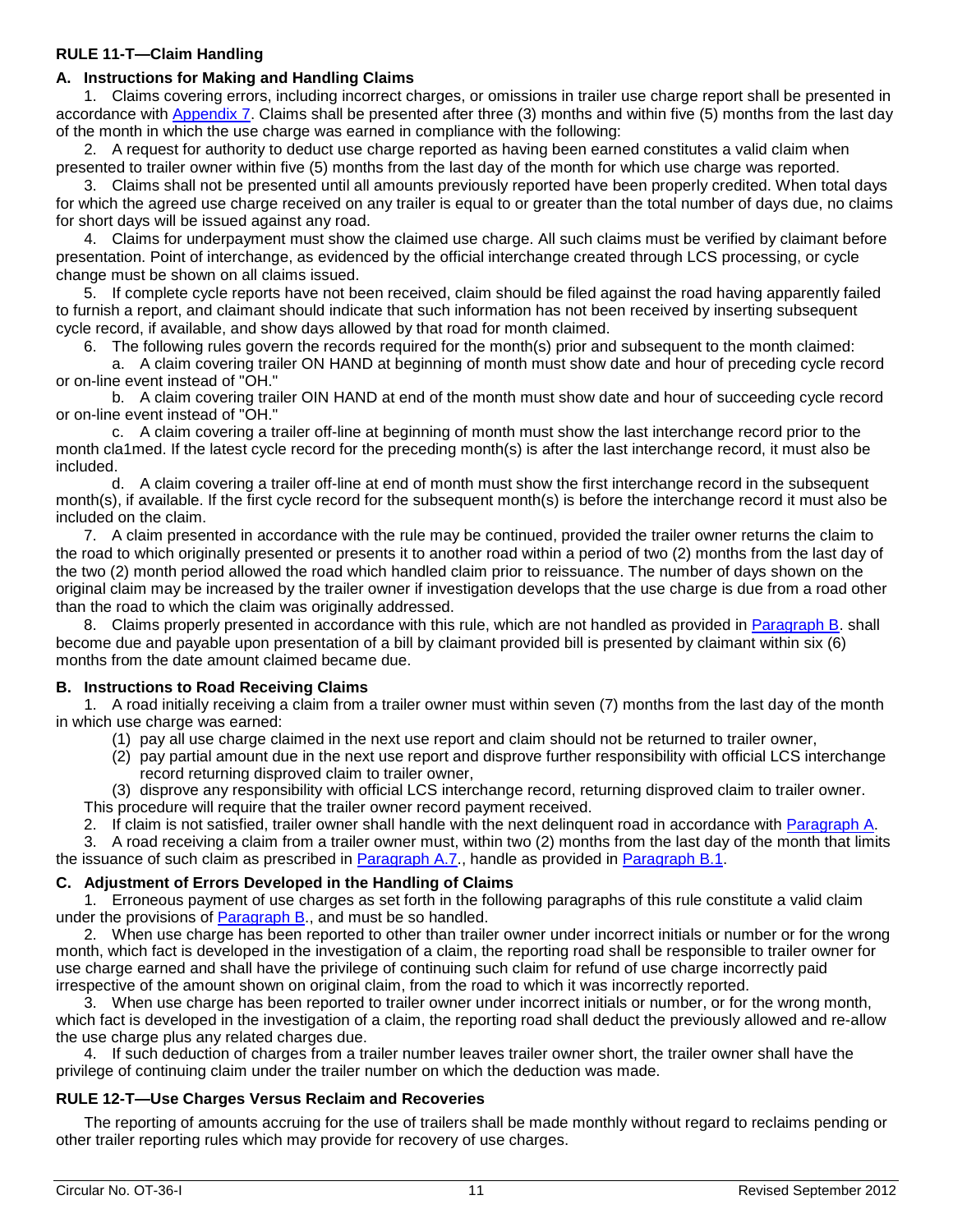## RULE 11-T—Claim Handling

### A. Instructions for Making and Handling Claims

1. Claims covering errors, including incorrect charges, or omissions in trailer use charge report shall be presented in accordance with Appendix 7. Claims shall be presented after three (3) months and within five (5) months from the last day of the month in which the use charge was earned in compliance with the following:

2. A request for authority to deduct use charge reported as having been earned constitutes a valid claim when presented to trailer owner within five (5) months from the last day of the month for which use charge was reported.

3. Claims shall not be presented until all amounts previously reported have been properly credited. When total days for which the agreed use charge received on any trailer is equal to or greater than the total number of days due, no claims for short days will be issued against any road.

4. Claims for underpayment must show the claimed use charge. All such claims must be verified by claimant before presentation. Point of interchange, as evidenced by the official interchange created through LCS processing, or cycle change must be shown on all claims issued.

5. If complete cycle reports have not been received, claim should be filed against the road having apparently failed to furnish a report, and claimant should indicate that such information has not been received by inserting subsequent cycle record, if available, and show days allowed by that road for month claimed.

6. The following rules govern the records required for the month(s) prior and subsequent to the month claimed:

   a. A claim covering trailer ON HAND at beginning of month must show date and hour of preceding cycle record or on-line event instead of "OH."

   b. A claim covering trailer OIN HAND at end of the month must show date and hour of succeeding cycle record or on-line event instead of "OH."

   c. A claim covering a trailer off-line at beginning of month must show the last interchange record prior to the month cla1med. If the latest cycle record for the preceding month(s) is after the last interchange record, it must also be included.

   d. A claim covering a trailer off-line at end of month must show the first interchange record in the subsequent month(s), if available. If the first cycle record for the subsequent month(s) is before the interchange record it must also be included on the claim.

7. A claim presented in accordance with the rule may be continued, provided the trailer owner returns the claim to the road to which originally presented or presents it to another road within a period of two (2) months from the last day of the two (2) month period allowed the road which handled claim prior to reissuance. The number of days shown on the original claim may be increased by the trailer owner if investigation develops that the use charge is due from a road other than the road to which the claim was originally addressed.

8. Claims properly presented in accordance with this rule, which are not handled as provided in Paragraph B. shall become due and payable upon presentation of a bill by claimant provided bill is presented by claimant within six (6) months from the date amount claimed became due.

### B. Instructions to Road Receiving Claims

1. A road initially receiving a claim from a trailer owner must within seven (7) months from the last day of the month in which use charge was earned:

   (1) pay all use charge claimed in the next use report and claim should not be returned to trailer owner,

   (2) pay partial amount due in the next use report and disprove further responsibility with official LCS interchange record returning disproved claim to trailer owner,

   (3) disprove any responsibility with official LCS interchange record, returning disproved claim to trailer owner.

   This procedure will require that the trailer owner record payment received.

2. If claim is not satisfied, trailer owner shall handle with the next delinquent road in accordance with Paragraph A.

3. A road receiving a claim from a trailer owner must, within two (2) months from the last day of the month that limits the issuance of such claim as prescribed in Paragraph A.7., handle as provided in Paragraph B.1.

### C. Adjustment of Errors Developed in the Handling of Claims

1. Erroneous payment of use charges as set forth in the following paragraphs of this rule constitute a valid claim under the provisions of Paragraph B., and must be so handled.

2. When use charge has been reported to other than trailer owner under incorrect initials or number or for the wrong month, which fact is developed in the investigation of a claim, the reporting road shall be responsible to trailer owner for use charge earned and shall have the privilege of continuing such claim for refund of use charge incorrectly paid irrespective of the amount shown on original claim, from the road to which it was incorrectly reported.

3. When use charge has been reported to trailer owner under incorrect initials or number, or for the wrong month, which fact is developed in the investigation of a claim, the reporting road shall deduct the previously allowed and re-allow the use charge plus any related charges due.

4. If such deduction of charges from a trailer number leaves trailer owner short, the trailer owner shall have the privilege of continuing claim under the trailer number on which the deduction was made.

## RULE 12-T—Use Charges Versus Reclaim and Recoveries

The reporting of amounts accruing for the use of trailers shall be made monthly without regard to reclaims pending or other trailer reporting rules which may provide for recovery of use charges.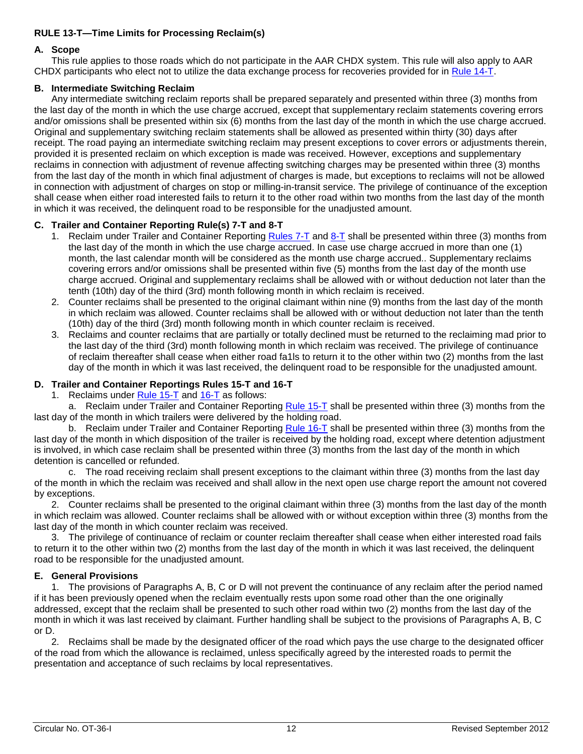### RULE 13-T—Time Limits for Processing Reclaim(s)

**A. Scope**

This rule applies to those roads which do not participate in the AAR CHDX system. This rule will also apply to AAR CHDX participants who elect not to utilize the data exchange process for recoveries provided for in Rule 14-T.

**B. Intermediate Switching Reclaim**

Any intermediate switching reclaim reports shall be prepared separately and presented within three (3) months from the last day of the month in which the use charge accrued, except that supplementary reclaim statements covering errors and/or omissions shall be presented within six (6) months from the last day of the month in which the use charge accrued. Original and supplementary switching reclaim statements shall be allowed as presented within thirty (30) days after receipt. The road paying an intermediate switching reclaim may present exceptions to cover errors or adjustments therein, provided it is presented reclaim on which exception is made was received. However, exceptions and supplementary reclaims in connection with adjustment of revenue affecting switching charges may be presented within three (3) months from the last day of the month in which final adjustment of charges is made, but exceptions to reclaims will not be allowed in connection with adjustment of charges on stop or milling-in-transit service. The privilege of continuance of the exception shall cease when either road interested fails to return it to the other road within two months from the last day of the month in which it was received, the delinquent road to be responsible for the unadjusted amount.

**C. Trailer and Container Reporting Rule(s) 7-T and 8-T**

1. Reclaim under Trailer and Container Reporting Rules 7-T and 8-T shall be presented within three (3) months from the last day of the month in which the use charge accrued. In case use charge accrued in more than one (1) month, the last calendar month will be considered as the month use charge accrued.. Supplementary reclaims covering errors and/or omissions shall be presented within five (5) months from the last day of the month use charge accrued. Original and supplementary reclaims shall be allowed with or without deduction not later than the tenth (10th) day of the third (3rd) month following month in which reclaim is received.
2. Counter reclaims shall be presented to the original claimant within nine (9) months from the last day of the month in which reclaim was allowed. Counter reclaims shall be allowed with or without deduction not later than the tenth (10th) day of the third (3rd) month following month in which counter reclaim is received.
3. Reclaims and counter reclaims that are partially or totally declined must be returned to the reclaiming mad prior to the last day of the third (3rd) month following month in which reclaim was received. The privilege of continuance of reclaim thereafter shall cease when either road fa1ls to return it to the other within two (2) months from the last day of the month in which it was last received, the delinquent road to be responsible for the unadjusted amount.

**D. Trailer and Container Reportings Rules 15-T and 16-T**

1. Reclaims under Rule 15-T and 16-T as follows:

   a. Reclaim under Trailer and Container Reporting Rule 15-T shall be presented within three (3) months from the last day of the month in which trailers were delivered by the holding road.

   b. Reclaim under Trailer and Container Reporting Rule 16-T shall be presented within three (3) months from the last day of the month in which disposition of the trailer is received by the holding road, except where detention adjustment is involved, in which case reclaim shall be presented within three (3) months from the last day of the month in which detention is cancelled or refunded.

   c. The road receiving reclaim shall present exceptions to the claimant within three (3) months from the last day of the month in which the reclaim was received and shall allow in the next open use charge report the amount not covered by exceptions.

2. Counter reclaims shall be presented to the original claimant within three (3) months from the last day of the month in which reclaim was allowed. Counter reclaims shall be allowed with or without exception within three (3) months from the last day of the month in which counter reclaim was received.

3. The privilege of continuance of reclaim or counter reclaim thereafter shall cease when either interested road fails to return it to the other within two (2) months from the last day of the month in which it was last received, the delinquent road to be responsible for the unadjusted amount.

**E. General Provisions**

1. The provisions of Paragraphs A, B, C or D will not prevent the continuance of any reclaim after the period named if it has been previously opened when the reclaim eventually rests upon some road other than the one originally addressed, except that the reclaim shall be presented to such other road within two (2) months from the last day of the month in which it was last received by claimant. Further handling shall be subject to the provisions of Paragraphs A, B, C or D.

2. Reclaims shall be made by the designated officer of the road which pays the use charge to the designated officer of the road from which the allowance is reclaimed, unless specifically agreed by the interested roads to permit the presentation and acceptance of such reclaims by local representatives.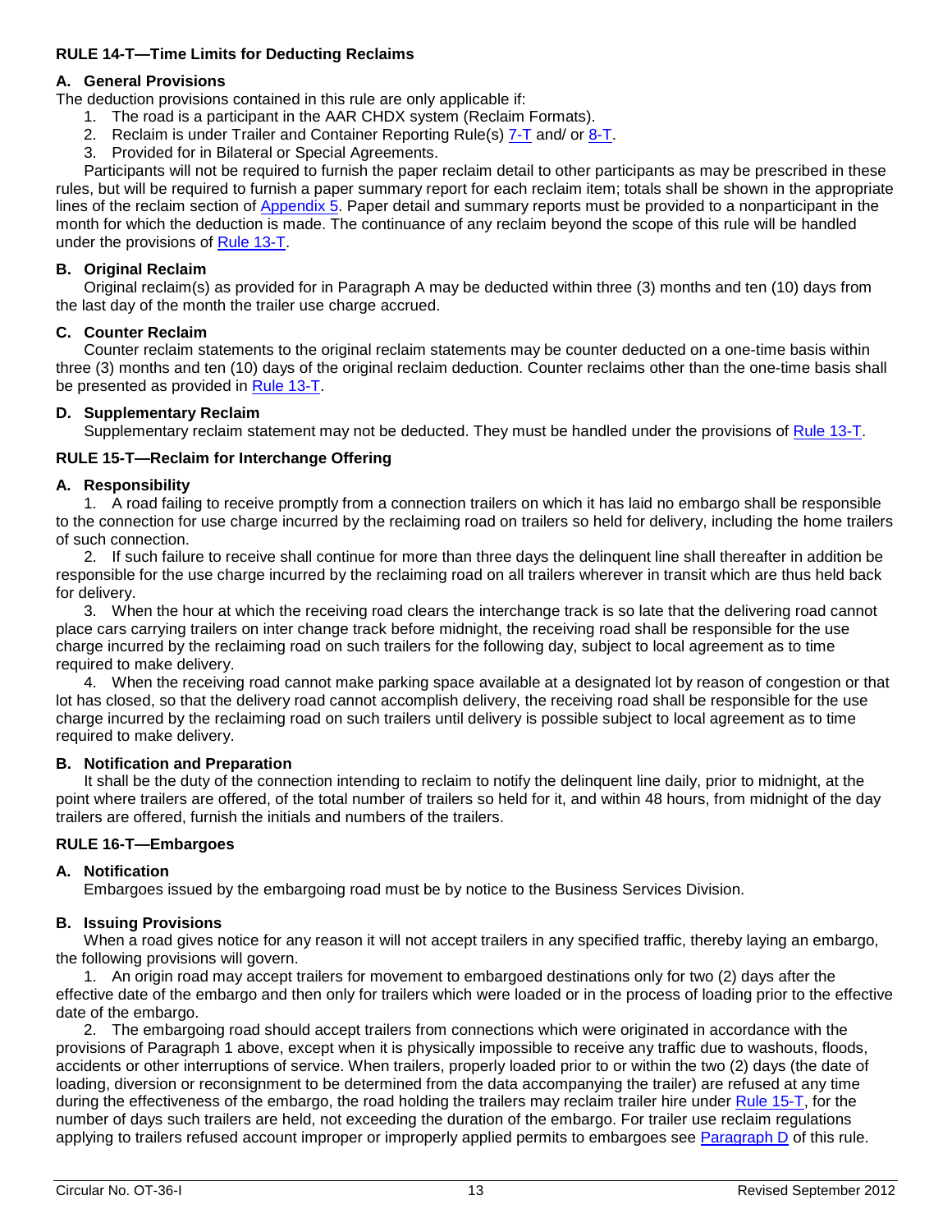## RULE 14-T—Time Limits for Deducting Reclaims

### A. General Provisions

The deduction provisions contained in this rule are only applicable if:

1. The road is a participant in the AAR CHDX system (Reclaim Formats).
2. Reclaim is under Trailer and Container Reporting Rule(s) 7-T and/ or 8-T.
3. Provided for in Bilateral or Special Agreements.

Participants will not be required to furnish the paper reclaim detail to other participants as may be prescribed in these rules, but will be required to furnish a paper summary report for each reclaim item; totals shall be shown in the appropriate lines of the reclaim section of Appendix 5. Paper detail and summary reports must be provided to a nonparticipant in the month for which the deduction is made. The continuance of any reclaim beyond the scope of this rule will be handled under the provisions of Rule 13-T.

### B. Original Reclaim

Original reclaim(s) as provided for in Paragraph A may be deducted within three (3) months and ten (10) days from the last day of the month the trailer use charge accrued.

### C. Counter Reclaim

Counter reclaim statements to the original reclaim statements may be counter deducted on a one-time basis within three (3) months and ten (10) days of the original reclaim deduction. Counter reclaims other than the one-time basis shall be presented as provided in Rule 13-T.

### D. Supplementary Reclaim

Supplementary reclaim statement may not be deducted. They must be handled under the provisions of Rule 13-T.

## RULE 15-T—Reclaim for Interchange Offering

### A. Responsibility

1. A road failing to receive promptly from a connection trailers on which it has laid no embargo shall be responsible to the connection for use charge incurred by the reclaiming road on trailers so held for delivery, including the home trailers of such connection.

2. If such failure to receive shall continue for more than three days the delinquent line shall thereafter in addition be responsible for the use charge incurred by the reclaiming road on all trailers wherever in transit which are thus held back for delivery.

3. When the hour at which the receiving road clears the interchange track is so late that the delivering road cannot place cars carrying trailers on inter change track before midnight, the receiving road shall be responsible for the use charge incurred by the reclaiming road on such trailers for the following day, subject to local agreement as to time required to make delivery.

4. When the receiving road cannot make parking space available at a designated lot by reason of congestion or that lot has closed, so that the delivery road cannot accomplish delivery, the receiving road shall be responsible for the use charge incurred by the reclaiming road on such trailers until delivery is possible subject to local agreement as to time required to make delivery.

### B. Notification and Preparation

It shall be the duty of the connection intending to reclaim to notify the delinquent line daily, prior to midnight, at the point where trailers are offered, of the total number of trailers so held for it, and within 48 hours, from midnight of the day trailers are offered, furnish the initials and numbers of the trailers.

## RULE 16-T—Embargoes

### A. Notification

Embargoes issued by the embargoing road must be by notice to the Business Services Division.

### B. Issuing Provisions

When a road gives notice for any reason it will not accept trailers in any specified traffic, thereby laying an embargo, the following provisions will govern.

1. An origin road may accept trailers for movement to embargoed destinations only for two (2) days after the effective date of the embargo and then only for trailers which were loaded or in the process of loading prior to the effective date of the embargo.

2. The embargoing road should accept trailers from connections which were originated in accordance with the provisions of Paragraph 1 above, except when it is physically impossible to receive any traffic due to washouts, floods, accidents or other interruptions of service. When trailers, properly loaded prior to or within the two (2) days (the date of loading, diversion or reconsignment to be determined from the data accompanying the trailer) are refused at any time during the effectiveness of the embargo, the road holding the trailers may reclaim trailer hire under Rule 15-T, for the number of days such trailers are held, not exceeding the duration of the embargo. For trailer use reclaim regulations applying to trailers refused account improper or improperly applied permits to embargoes see Paragraph D of this rule.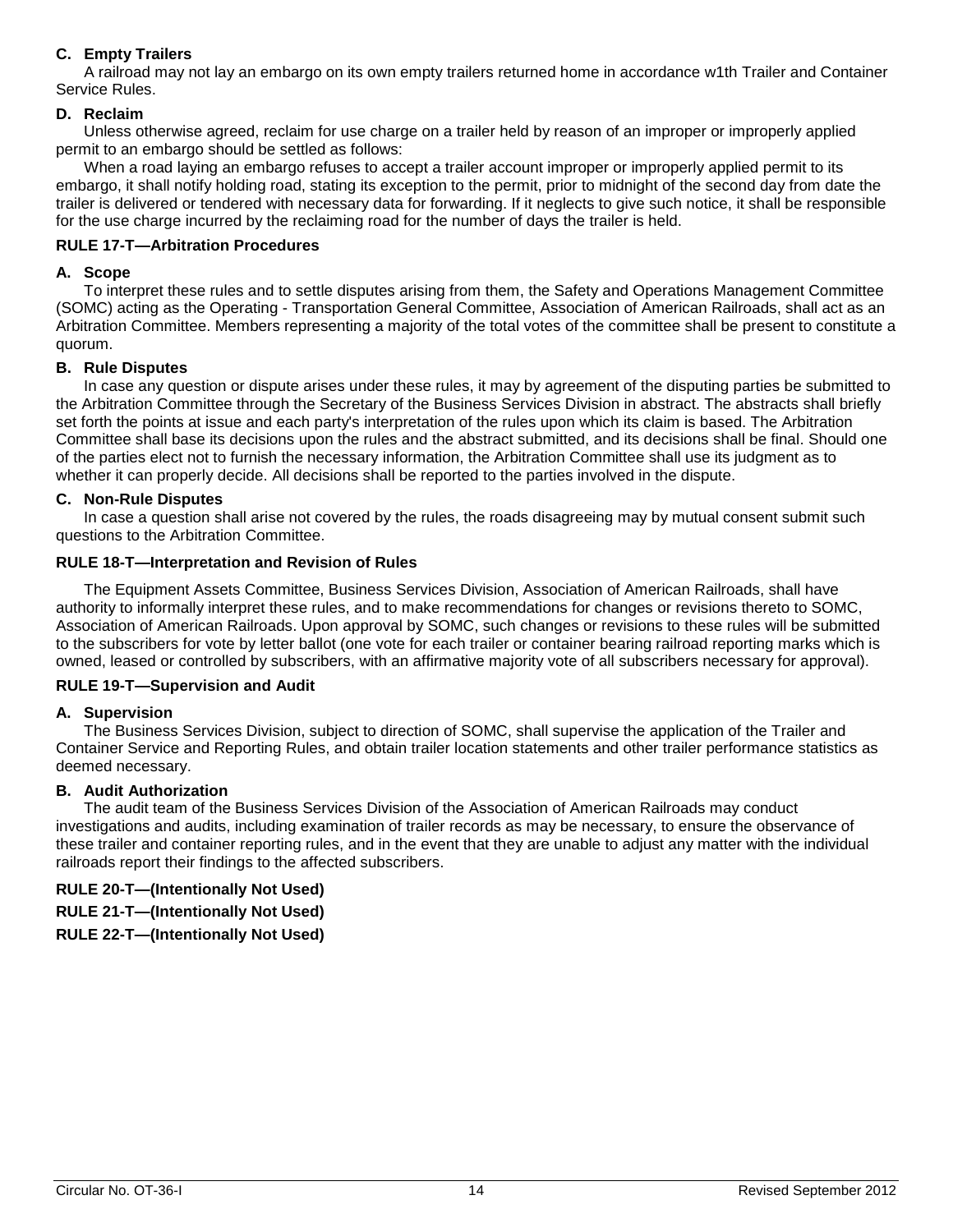### C. Empty Trailers

A railroad may not lay an embargo on its own empty trailers returned home in accordance w1th Trailer and Container Service Rules.

### D. Reclaim

Unless otherwise agreed, reclaim for use charge on a trailer held by reason of an improper or improperly applied permit to an embargo should be settled as follows:

When a road laying an embargo refuses to accept a trailer account improper or improperly applied permit to its embargo, it shall notify holding road, stating its exception to the permit, prior to midnight of the second day from date the trailer is delivered or tendered with necessary data for forwarding. If it neglects to give such notice, it shall be responsible for the use charge incurred by the reclaiming road for the number of days the trailer is held.

## RULE 17-T—Arbitration Procedures

### A. Scope

To interpret these rules and to settle disputes arising from them, the Safety and Operations Management Committee (SOMC) acting as the Operating - Transportation General Committee, Association of American Railroads, shall act as an Arbitration Committee. Members representing a majority of the total votes of the committee shall be present to constitute a quorum.

### B. Rule Disputes

In case any question or dispute arises under these rules, it may by agreement of the disputing parties be submitted to the Arbitration Committee through the Secretary of the Business Services Division in abstract. The abstracts shall briefly set forth the points at issue and each party's interpretation of the rules upon which its claim is based. The Arbitration Committee shall base its decisions upon the rules and the abstract submitted, and its decisions shall be final. Should one of the parties elect not to furnish the necessary information, the Arbitration Committee shall use its judgment as to whether it can properly decide. All decisions shall be reported to the parties involved in the dispute.

### C. Non-Rule Disputes

In case a question shall arise not covered by the rules, the roads disagreeing may by mutual consent submit such questions to the Arbitration Committee.

## RULE 18-T—Interpretation and Revision of Rules

The Equipment Assets Committee, Business Services Division, Association of American Railroads, shall have authority to informally interpret these rules, and to make recommendations for changes or revisions thereto to SOMC, Association of American Railroads. Upon approval by SOMC, such changes or revisions to these rules will be submitted to the subscribers for vote by letter ballot (one vote for each trailer or container bearing railroad reporting marks which is owned, leased or controlled by subscribers, with an affirmative majority vote of all subscribers necessary for approval).

## RULE 19-T—Supervision and Audit

### A. Supervision

The Business Services Division, subject to direction of SOMC, shall supervise the application of the Trailer and Container Service and Reporting Rules, and obtain trailer location statements and other trailer performance statistics as deemed necessary.

### B. Audit Authorization

The audit team of the Business Services Division of the Association of American Railroads may conduct investigations and audits, including examination of trailer records as may be necessary, to ensure the observance of these trailer and container reporting rules, and in the event that they are unable to adjust any matter with the individual railroads report their findings to the affected subscribers.

## RULE 20-T—(Intentionally Not Used)

## RULE 21-T—(Intentionally Not Used)

## RULE 22-T—(Intentionally Not Used)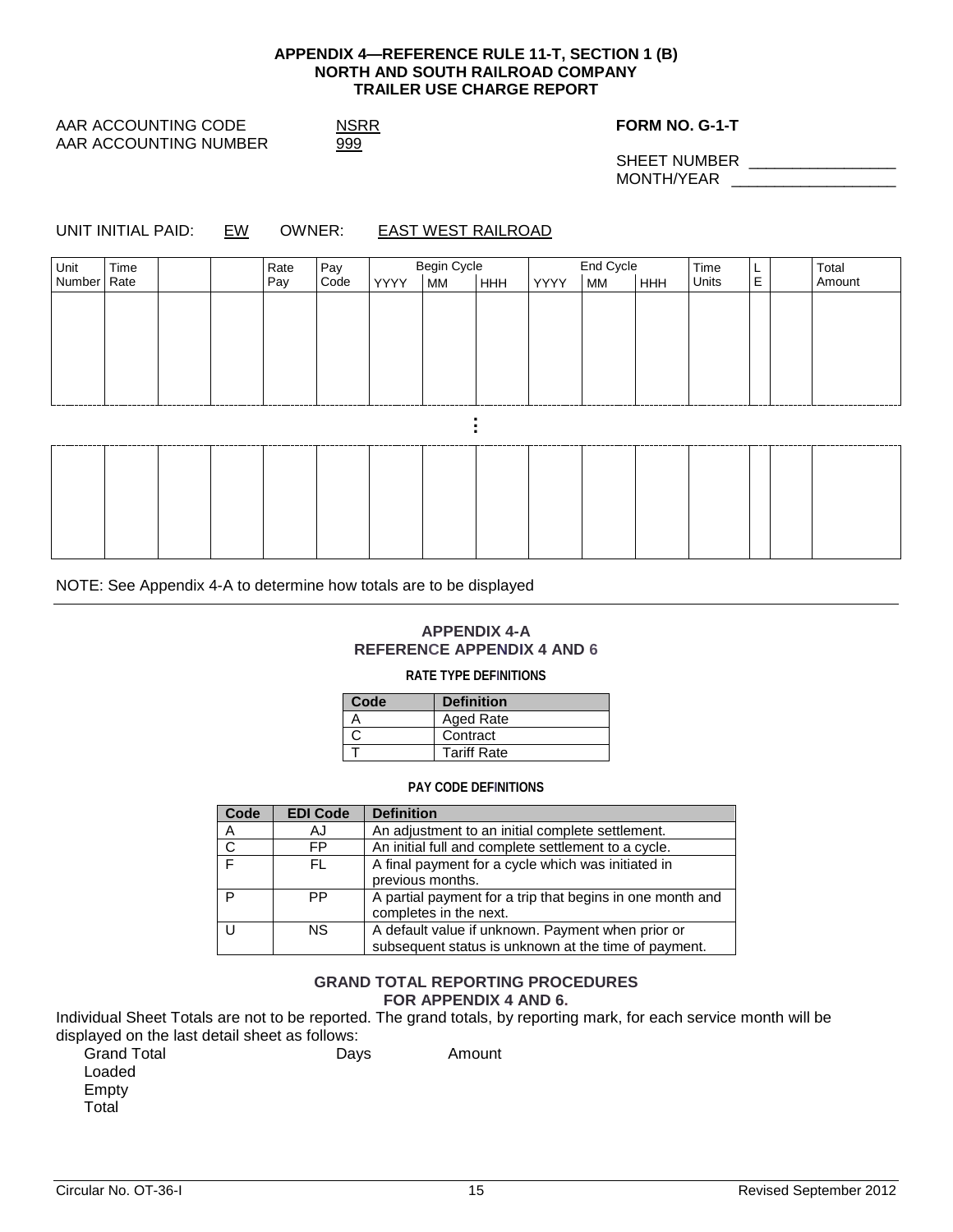**APPENDIX 4—REFERENCE RULE 11-T, SECTION 1 (B)**
**NORTH AND SOUTH RAILROAD COMPANY**
**TRAILER USE CHARGE REPORT**

AAR ACCOUNTING CODE NSRR
AAR ACCOUNTING NUMBER 999

**FORM NO. G-1-T**

SHEET NUMBER ________________
MONTH/YEAR ___________________

UNIT INITIAL PAID: EW OWNER: EAST WEST RAILROAD

| Unit Number | Time Rate | | | Rate Pay | Pay Code | Begin Cycle | | | End Cycle | | | Time Units | L E | | Total Amount |
|---|---|---|---|---|---|---|---|---|---|---|---|---|---|---|---|
| | | | | | | YYYY | MM | HHH | YYYY | MM | HHH | | | | |
| | | | | | | | | | | | | | | | |
| ⋮ | | | | | | | | | | | | | | | |
| | | | | | | | | | | | | | | | |

NOTE: See Appendix 4-A to determine how totals are to be displayed

---

## APPENDIX 4-A
## REFERENCE APPENDIX 4 AND 6

**RATE TYPE DEFINITIONS**

| Code | Definition |
|---|---|
| A | Aged Rate |
| C | Contract |
| T | Tariff Rate |

**PAY CODE DEFINITIONS**

| Code | EDI Code | Definition |
|---|---|---|
| A | AJ | An adjustment to an initial complete settlement. |
| C | FP | An initial full and complete settlement to a cycle. |
| F | FL | A final payment for a cycle which was initiated in previous months. |
| P | PP | A partial payment for a trip that begins in one month and completes in the next. |
| U | NS | A default value if unknown. Payment when prior or subsequent status is unknown at the time of payment. |

**GRAND TOTAL REPORTING PROCEDURES**
**FOR APPENDIX 4 AND 6.**

Individual Sheet Totals are not to be reported. The grand totals, by reporting mark, for each service month will be displayed on the last detail sheet as follows:

| Grand Total | Days | Amount |
|---|---|---|
| Loaded | | |
| Empty | | |
| Total | | |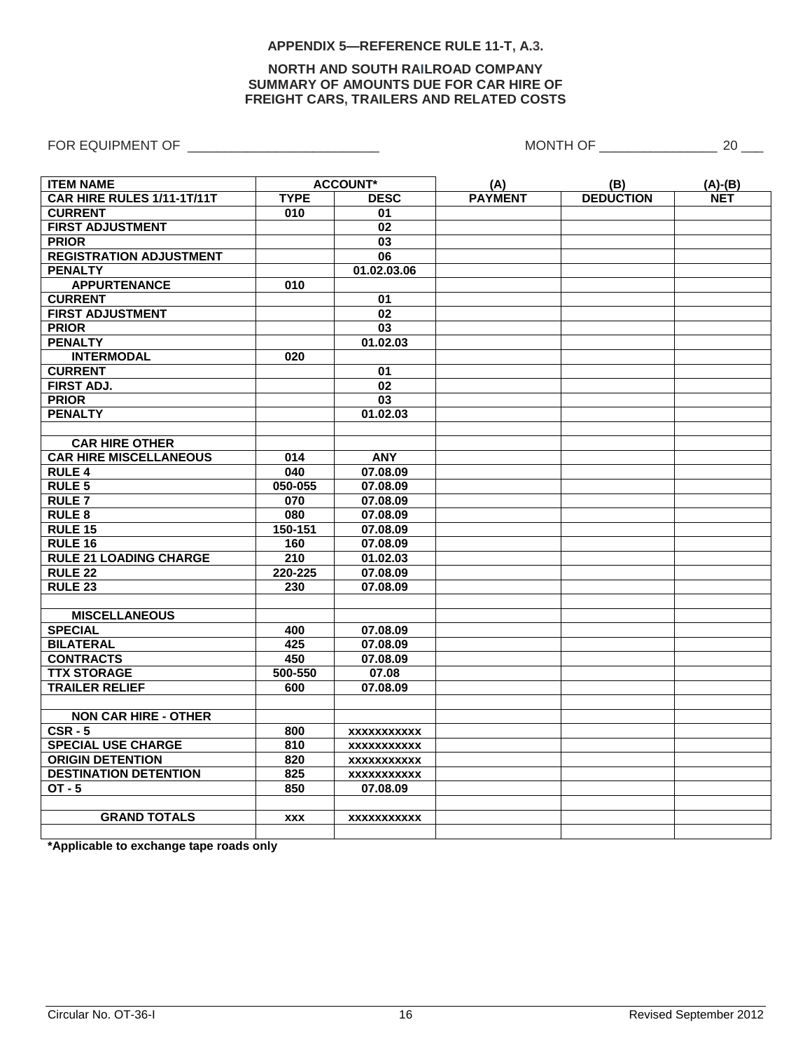**APPENDIX 5—REFERENCE RULE 11-T, A.3.**

**NORTH AND SOUTH RAILROAD COMPANY**
**SUMMARY OF AMOUNTS DUE FOR CAR HIRE OF**
**FREIGHT CARS, TRAILERS AND RELATED COSTS**

FOR EQUIPMENT OF \_\_\_\_\_\_\_\_\_\_\_\_\_\_\_\_\_\_\_\_\_\_\_\_\_\_ MONTH OF \_\_\_\_\_\_\_\_\_\_\_\_\_\_\_\_ 20 \_\_\_

| ITEM NAME | ACCOUNT* | | (A) | (B) | (A)-(B) |
|---|---|---|---|---|---|
| CAR HIRE RULES 1/11-1T/11T | TYPE | DESC | PAYMENT | DEDUCTION | NET |
| CURRENT | 010 | 01 | | | |
| FIRST ADJUSTMENT | | 02 | | | |
| PRIOR | | 03 | | | |
| REGISTRATION ADJUSTMENT | | 06 | | | |
| PENALTY | | 01.02.03.06 | | | |
| APPURTENANCE | 010 | | | | |
| CURRENT | | 01 | | | |
| FIRST ADJUSTMENT | | 02 | | | |
| PRIOR | | 03 | | | |
| PENALTY | | 01.02.03 | | | |
| INTERMODAL | 020 | | | | |
| CURRENT | | 01 | | | |
| FIRST ADJ. | | 02 | | | |
| PRIOR | | 03 | | | |
| PENALTY | | 01.02.03 | | | |
| | | | | | |
| CAR HIRE OTHER | | | | | |
| CAR HIRE MISCELLANEOUS | 014 | ANY | | | |
| RULE 4 | 040 | 07.08.09 | | | |
| RULE 5 | 050-055 | 07.08.09 | | | |
| RULE 7 | 070 | 07.08.09 | | | |
| RULE 8 | 080 | 07.08.09 | | | |
| RULE 15 | 150-151 | 07.08.09 | | | |
| RULE 16 | 160 | 07.08.09 | | | |
| RULE 21 LOADING CHARGE | 210 | 01.02.03 | | | |
| RULE 22 | 220-225 | 07.08.09 | | | |
| RULE 23 | 230 | 07.08.09 | | | |
| | | | | | |
| MISCELLANEOUS | | | | | |
| SPECIAL | 400 | 07.08.09 | | | |
| BILATERAL | 425 | 07.08.09 | | | |
| CONTRACTS | 450 | 07.08.09 | | | |
| TTX STORAGE | 500-550 | 07.08 | | | |
| TRAILER RELIEF | 600 | 07.08.09 | | | |
| | | | | | |
| NON CAR HIRE - OTHER | | | | | |
| CSR - 5 | 800 | xxxxxxxxxxx | | | |
| SPECIAL USE CHARGE | 810 | xxxxxxxxxxx | | | |
| ORIGIN DETENTION | 820 | xxxxxxxxxxx | | | |
| DESTINATION DETENTION | 825 | xxxxxxxxxxx | | | |
| OT - 5 | 850 | 07.08.09 | | | |
| | | | | | |
| GRAND TOTALS | xxx | xxxxxxxxxxx | | | |
| | | | | | |

**\*Applicable to exchange tape roads only**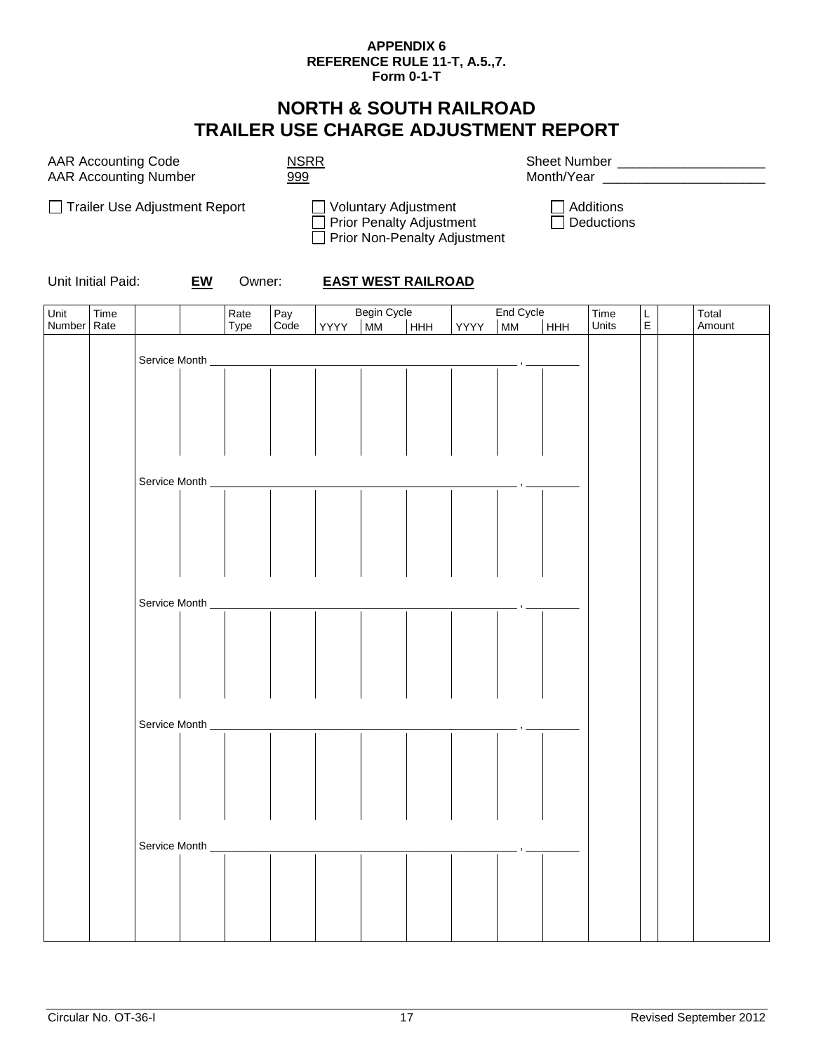**APPENDIX 6**
**REFERENCE RULE 11-T, A.5.,7.**
**Form 0-1-T**

# NORTH & SOUTH RAILROAD
# TRAILER USE CHARGE ADJUSTMENT REPORT

AAR Accounting Code NSRR
AAR Accounting Number 999

Sheet Number ____________________
Month/Year ______________________

☐ Trailer Use Adjustment Report

☐ Voluntary Adjustment
☐ Prior Penalty Adjustment
☐ Prior Non-Penalty Adjustment

☐ Additions
☐ Deductions

Unit Initial Paid: **EW** Owner: **EAST WEST RAILROAD**

| Unit Number | Time Rate | | | Rate Type | Pay Code | Begin Cycle | | | End Cycle | | | Time Units | L E | | Total Amount |
|---|---|---|---|---|---|---|---|---|---|---|---|---|---|---|---|
| | | | | | | YYYY | MM | HHH | YYYY | MM | HHH | | | | |
| | | Service Month ______________________ , ________ | | | | | | | | | | | | | |
| | | | | | | | | | | | | | | | |
| | | Service Month ______________________ , ________ | | | | | | | | | | | | | |
| | | | | | | | | | | | | | | | |
| | | Service Month ______________________ , ________ | | | | | | | | | | | | | |
| | | | | | | | | | | | | | | | |
| | | Service Month ______________________ , ________ | | | | | | | | | | | | | |
| | | | | | | | | | | | | | | | |
| | | Service Month ______________________ , ________ | | | | | | | | | | | | | |
| | | | | | | | | | | | | | | | |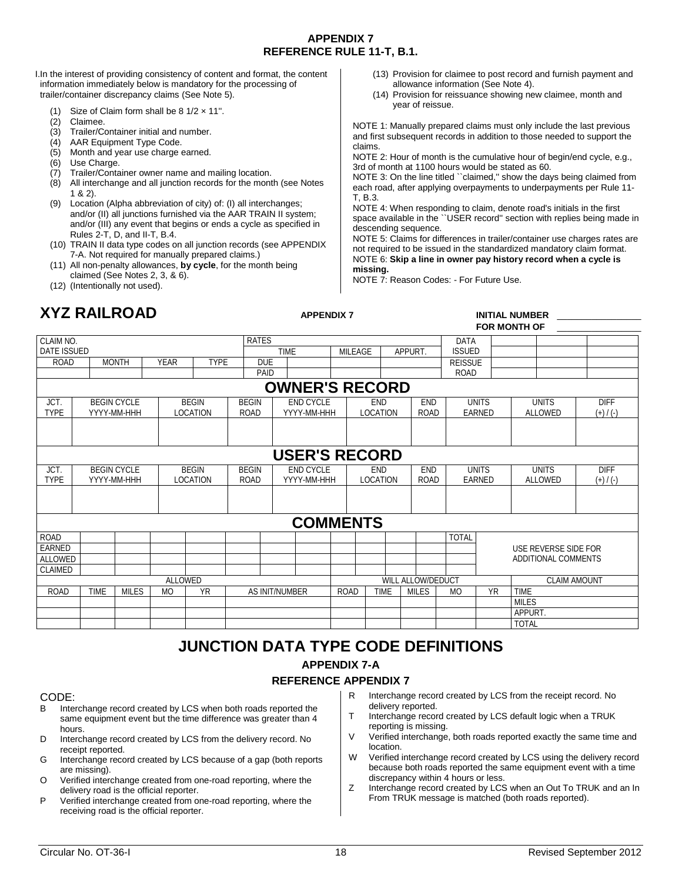# APPENDIX 7
## REFERENCE RULE 11-T, B.1.

I. In the interest of providing consistency of content and format, the content information immediately below is mandatory for the processing of trailer/container discrepancy claims (See Note 5).

(1) Size of Claim form shall be 8 1/2 × 11''.
(2) Claimee.
(3) Trailer/Container initial and number.
(4) AAR Equipment Type Code.
(5) Month and year use charge earned.
(6) Use Charge.
(7) Trailer/Container owner name and mailing location.
(8) All interchange and all junction records for the month (see Notes 1 & 2).
(9) Location (Alpha abbreviation of city) of: (I) all interchanges; and/or (II) all junctions furnished via the AAR TRAIN II system; and/or (III) any event that begins or ends a cycle as specified in Rules 2-T, D, and II-T, B.4.
(10) TRAIN II data type codes on all junction records (see APPENDIX 7-A. Not required for manually prepared claims.)
(11) All non-penalty allowances, **by cycle**, for the month being claimed (See Notes 2, 3, & 6).
(12) (Intentionally not used).
(13) Provision for claimee to post record and furnish payment and allowance information (See Note 4).
(14) Provision for reissuance showing new claimee, month and year of reissue.

NOTE 1: Manually prepared claims must only include the last previous and first subsequent records in addition to those needed to support the claims.

NOTE 2: Hour of month is the cumulative hour of begin/end cycle, e.g., 3rd of month at 1100 hours would be stated as 60.

NOTE 3: On the line titled ``claimed,'' show the days being claimed from each road, after applying overpayments to underpayments per Rule 11-T, B.3.

NOTE 4: When responding to claim, denote road's initials in the first space available in the ``USER record'' section with replies being made in descending sequence.

NOTE 5: Claims for differences in trailer/container use charges rates are not required to be issued in the standardized mandatory claim format.

NOTE 6: **Skip a line in owner pay history record when a cycle is missing.**

NOTE 7: Reason Codes: - For Future Use.

## XYZ RAILROAD

APPENDIX 7

INITIAL NUMBER ____________
FOR MONTH OF ____________

| CLAIM NO. | | | | RATES | | | DATA ISSUED | | | |
|---|---|---|---|---|---|---|---|---|---|---|
| DATE ISSUED | | | | | TIME | MILEAGE | APPURT. | | | |
| ROAD | MONTH | YEAR | TYPE | DUE | | | | REISSUE | | |
| | | | | PAID | | | | ROAD | | |

**OWNER'S RECORD**

| JCT. TYPE | BEGIN CYCLE YYYY-MM-HHH | BEGIN LOCATION | BEGIN ROAD | END CYCLE YYYY-MM-HHH | END LOCATION | END ROAD | UNITS EARNED | UNITS ALLOWED | DIFF (+) / (-) |
|---|---|---|---|---|---|---|---|---|---|
| | | | | | | | | | |

**USER'S RECORD**

| JCT. TYPE | BEGIN CYCLE YYYY-MM-HHH | BEGIN LOCATION | BEGIN ROAD | END CYCLE YYYY-MM-HHH | END LOCATION | END ROAD | UNITS EARNED | UNITS ALLOWED | DIFF (+) / (-) |
|---|---|---|---|---|---|---|---|---|---|
| | | | | | | | | | |

**COMMENTS**

| ROAD | | | | | | | | | | | | | TOTAL | USE REVERSE SIDE FOR ADDITIONAL COMMENTS |
|---|---|---|---|---|---|---|---|---|---|---|---|---|---|---|
| EARNED | | | | | | | | | | | | | | |
| ALLOWED | | | | | | | | | | | | | | |
| CLAIMED | | | | | | | | | | | | | | |

| ALLOWED | | | | | | WILL ALLOW/DEDUCT | | | | | CLAIM AMOUNT |
|---|---|---|---|---|---|---|---|---|---|---|---|
| ROAD | TIME | MILES | MO | YR | AS INIT/NUMBER | ROAD | TIME | MILES | MO | YR | TIME |
| | | | | | | | | | | | MILES |
| | | | | | | | | | | | APPURT. |
| | | | | | | | | | | | TOTAL |

# JUNCTION DATA TYPE CODE DEFINITIONS
## APPENDIX 7-A
### REFERENCE APPENDIX 7

CODE:

- B Interchange record created by LCS when both roads reported the same equipment event but the time difference was greater than 4 hours.
- D Interchange record created by LCS from the delivery record. No receipt reported.
- G Interchange record created by LCS because of a gap (both reports are missing).
- O Verified interchange created from one-road reporting, where the delivery road is the official reporter.
- P Verified interchange created from one-road reporting, where the receiving road is the official reporter.
- R Interchange record created by LCS from the receipt record. No delivery reported.
- T Interchange record created by LCS default logic when a TRUK reporting is missing.
- V Verified interchange, both roads reported exactly the same time and location.
- W Verified interchange record created by LCS using the delivery record because both roads reported the same equipment event with a time discrepancy within 4 hours or less.
- Z Interchange record created by LCS when an Out To TRUK and an In From TRUK message is matched (both roads reported).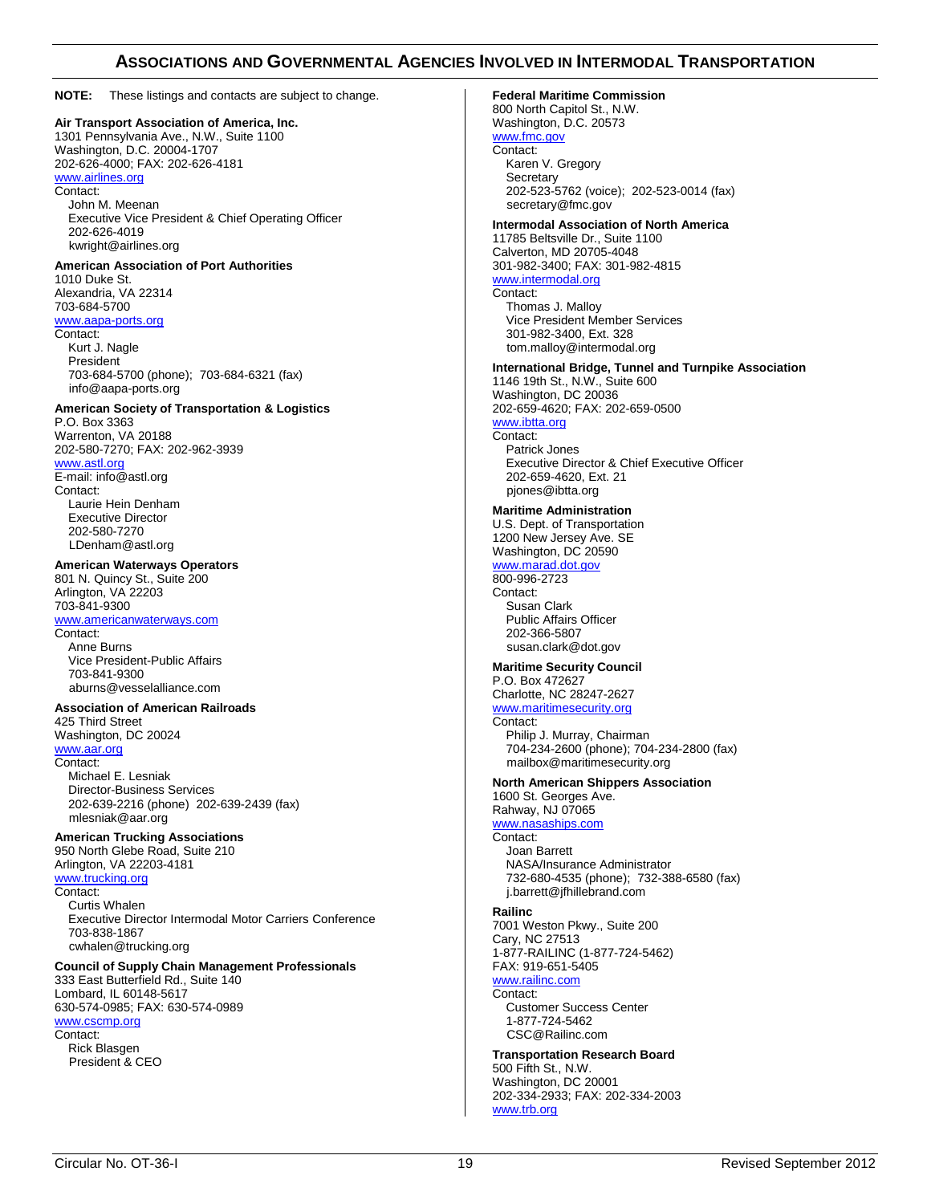## Associations and Governmental Agencies Involved in Intermodal Transportation

**NOTE:** These listings and contacts are subject to change.

**Air Transport Association of America, Inc.**
1301 Pennsylvania Ave., N.W., Suite 1100
Washington, D.C. 20004-1707
202-626-4000; FAX: 202-626-4181
www.airlines.org
Contact:
John M. Meenan
Executive Vice President & Chief Operating Officer
202-626-4019
kwright@airlines.org

**American Association of Port Authorities**
1010 Duke St.
Alexandria, VA 22314
703-684-5700
www.aapa-ports.org
Contact:
Kurt J. Nagle
President
703-684-5700 (phone); 703-684-6321 (fax)
info@aapa-ports.org

**American Society of Transportation & Logistics**
P.O. Box 3363
Warrenton, VA 20188
202-580-7270; FAX: 202-962-3939
www.astl.org
E-mail: info@astl.org
Contact:
Laurie Hein Denham
Executive Director
202-580-7270
LDenham@astl.org

**American Waterways Operators**
801 N. Quincy St., Suite 200
Arlington, VA 22203
703-841-9300
www.americanwaterways.com
Contact:
Anne Burns
Vice President-Public Affairs
703-841-9300
aburns@vesselalliance.com

**Association of American Railroads**
425 Third Street
Washington, DC 20024
www.aar.org
Contact:
Michael E. Lesniak
Director-Business Services
202-639-2216 (phone) 202-639-2439 (fax)
mlesniak@aar.org

**American Trucking Associations**
950 North Glebe Road, Suite 210
Arlington, VA 22203-4181
www.trucking.org
Contact:
Curtis Whalen
Executive Director Intermodal Motor Carriers Conference
703-838-1867
cwhalen@trucking.org

**Council of Supply Chain Management Professionals**
333 East Butterfield Rd., Suite 140
Lombard, IL 60148-5617
630-574-0985; FAX: 630-574-0989
www.cscmp.org
Contact:
Rick Blasgen
President & CEO

**Federal Maritime Commission**
800 North Capitol St., N.W.
Washington, D.C. 20573
www.fmc.gov
Contact:
Karen V. Gregory
Secretary
202-523-5762 (voice); 202-523-0014 (fax)
secretary@fmc.gov

**Intermodal Association of North America**
11785 Beltsville Dr., Suite 1100
Calverton, MD 20705-4048
301-982-3400; FAX: 301-982-4815
www.intermodal.org
Contact:
Thomas J. Malloy
Vice President Member Services
301-982-3400, Ext. 328
tom.malloy@intermodal.org

**International Bridge, Tunnel and Turnpike Association**
1146 19th St., N.W., Suite 600
Washington, DC 20036
202-659-4620; FAX: 202-659-0500
www.ibtta.org
Contact:
Patrick Jones
Executive Director & Chief Executive Officer
202-659-4620, Ext. 21
pjones@ibtta.org

**Maritime Administration**
U.S. Dept. of Transportation
1200 New Jersey Ave. SE
Washington, DC 20590
www.marad.dot.gov
800-996-2723
Contact:
Susan Clark
Public Affairs Officer
202-366-5807
susan.clark@dot.gov

**Maritime Security Council**
P.O. Box 472627
Charlotte, NC 28247-2627
www.maritimesecurity.org
Contact:
Philip J. Murray, Chairman
704-234-2600 (phone); 704-234-2800 (fax)
mailbox@maritimesecurity.org

**North American Shippers Association**
1600 St. Georges Ave.
Rahway, NJ 07065
www.nasaships.com
Contact:
Joan Barrett
NASA/Insurance Administrator
732-680-4535 (phone); 732-388-6580 (fax)
j.barrett@jfhillebrand.com

**Railinc**
7001 Weston Pkwy., Suite 200
Cary, NC 27513
1-877-RAILINC (1-877-724-5462)
FAX: 919-651-5405
www.railinc.com
Contact:
Customer Success Center
1-877-724-5462
CSC@Railinc.com

**Transportation Research Board**
500 Fifth St., N.W.
Washington, DC 20001
202-334-2933; FAX: 202-334-2003
www.trb.org